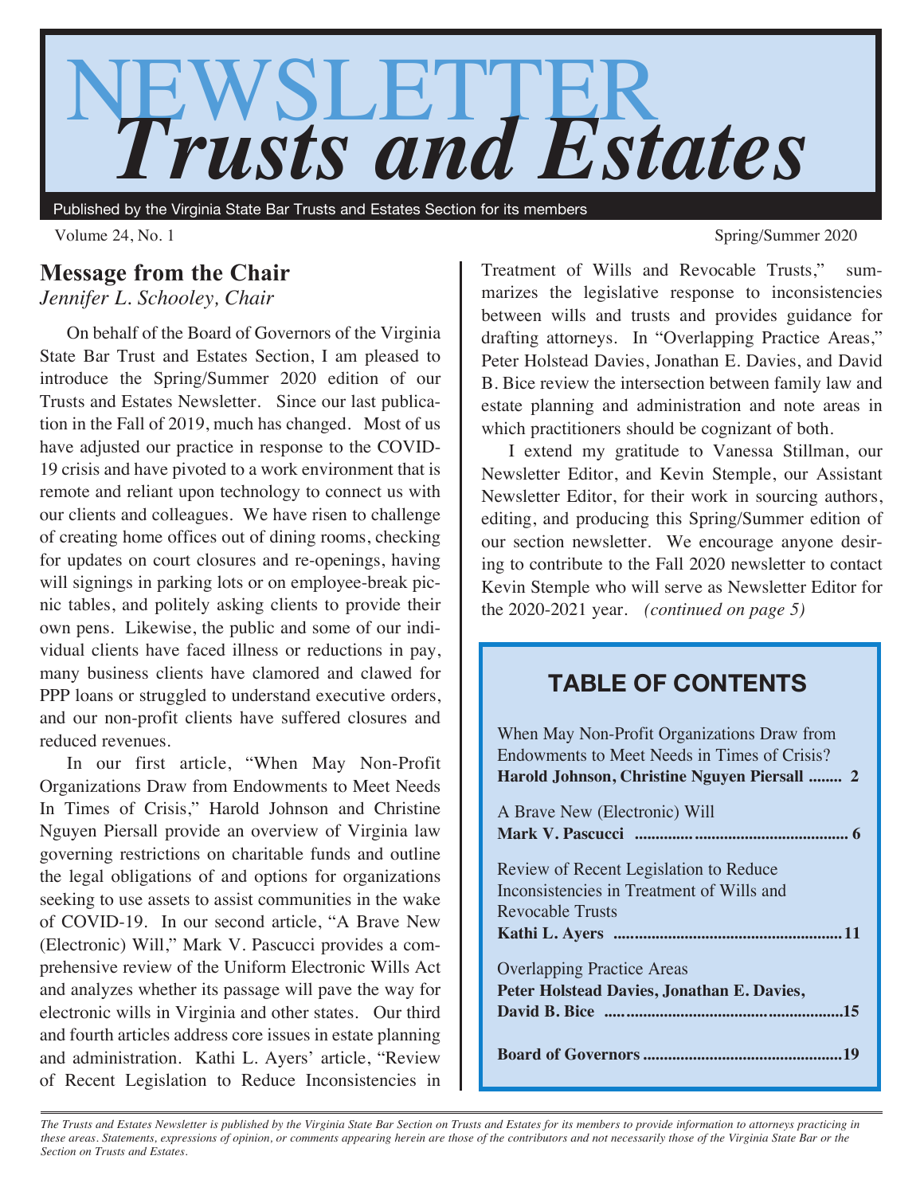# NEWSLETTER
# *Trusts and Estates*

Published by the Virginia State Bar Trusts and Estates Section for its members

Volume 24, No. 1 — Spring/Summer 2020

## Message from the Chair

*Jennifer L. Schooley, Chair*

On behalf of the Board of Governors of the Virginia State Bar Trust and Estates Section, I am pleased to introduce the Spring/Summer 2020 edition of our Trusts and Estates Newsletter. Since our last publication in the Fall of 2019, much has changed. Most of us have adjusted our practice in response to the COVID-19 crisis and have pivoted to a work environment that is remote and reliant upon technology to connect us with our clients and colleagues. We have risen to challenge of creating home offices out of dining rooms, checking for updates on court closures and re-openings, having will signings in parking lots or on employee-break picnic tables, and politely asking clients to provide their own pens. Likewise, the public and some of our individual clients have faced illness or reductions in pay, many business clients have clamored and clawed for PPP loans or struggled to understand executive orders, and our non-profit clients have suffered closures and reduced revenues.

In our first article, "When May Non-Profit Organizations Draw from Endowments to Meet Needs In Times of Crisis," Harold Johnson and Christine Nguyen Piersall provide an overview of Virginia law governing restrictions on charitable funds and outline the legal obligations of and options for organizations seeking to use assets to assist communities in the wake of COVID-19. In our second article, "A Brave New (Electronic) Will," Mark V. Pascucci provides a comprehensive review of the Uniform Electronic Wills Act and analyzes whether its passage will pave the way for electronic wills in Virginia and other states. Our third and fourth articles address core issues in estate planning and administration. Kathi L. Ayers' article, "Review of Recent Legislation to Reduce Inconsistencies in Treatment of Wills and Revocable Trusts," summarizes the legislative response to inconsistencies between wills and trusts and provides guidance for drafting attorneys. In "Overlapping Practice Areas," Peter Holstead Davies, Jonathan E. Davies, and David B. Bice review the intersection between family law and estate planning and administration and note areas in which practitioners should be cognizant of both.

I extend my gratitude to Vanessa Stillman, our Newsletter Editor, and Kevin Stemple, our Assistant Newsletter Editor, for their work in sourcing authors, editing, and producing this Spring/Summer edition of our section newsletter. We encourage anyone desiring to contribute to the Fall 2020 newsletter to contact Kevin Stemple who will serve as Newsletter Editor for the 2020-2021 year. *(continued on page 5)*

## TABLE OF CONTENTS

When May Non-Profit Organizations Draw from Endowments to Meet Needs in Times of Crisis?
**Harold Johnson, Christine Nguyen Piersall ........ 2**

A Brave New (Electronic) Will
**Mark V. Pascucci ........................................ 6**

Review of Recent Legislation to Reduce Inconsistencies in Treatment of Wills and Revocable Trusts
**Kathi L. Ayers ........................................ 11**

Overlapping Practice Areas
**Peter Holstead Davies, Jonathan E. Davies, David B. Bice ........................................ 15**

**Board of Governors ........................................ 19**

*The Trusts and Estates Newsletter is published by the Virginia State Bar Section on Trusts and Estates for its members to provide information to attorneys practicing in these areas. Statements, expressions of opinion, or comments appearing herein are those of the contributors and not necessarily those of the Virginia State Bar or the Section on Trusts and Estates.*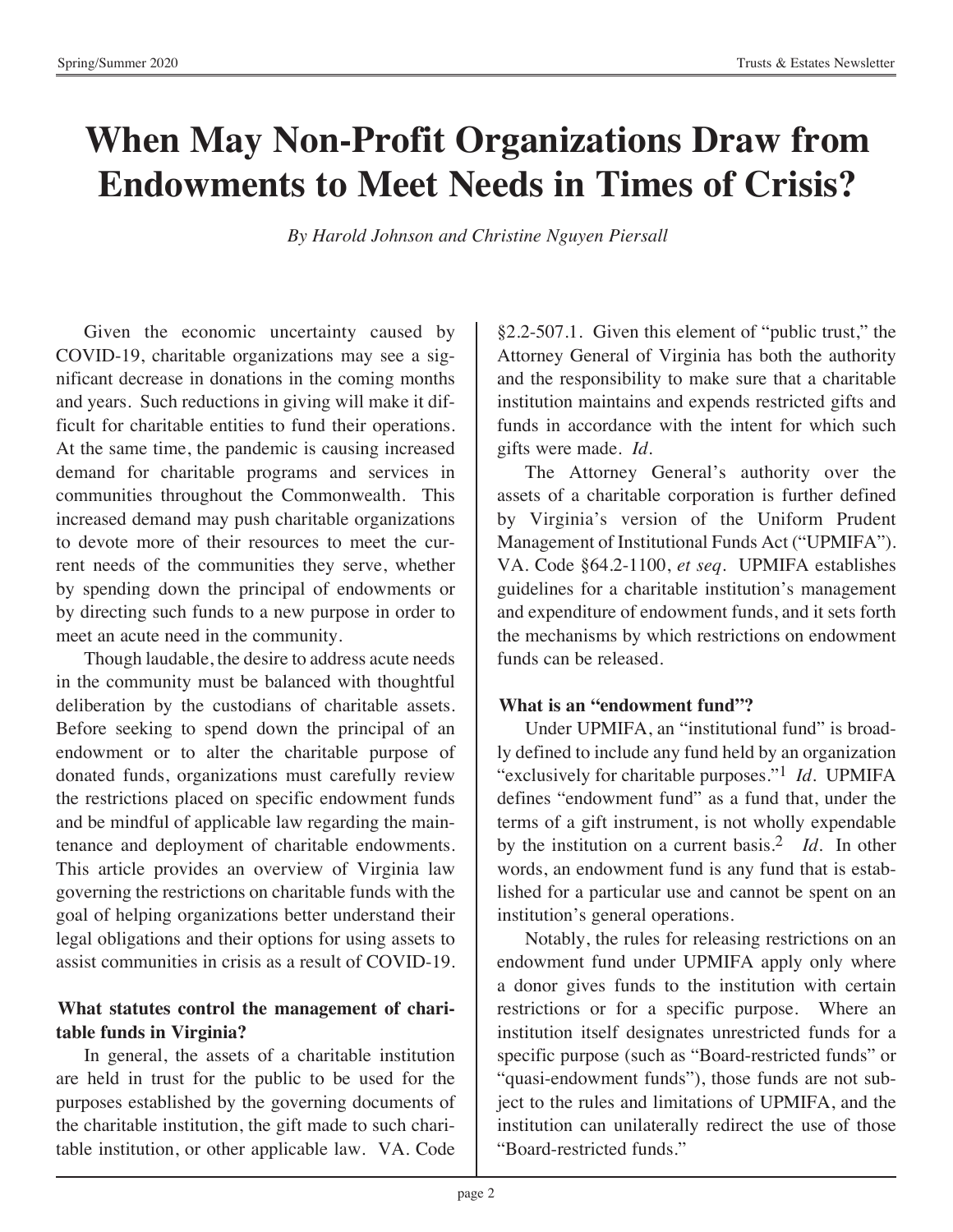# When May Non-Profit Organizations Draw from Endowments to Meet Needs in Times of Crisis?

*By Harold Johnson and Christine Nguyen Piersall*

Given the economic uncertainty caused by COVID-19, charitable organizations may see a significant decrease in donations in the coming months and years. Such reductions in giving will make it difficult for charitable entities to fund their operations. At the same time, the pandemic is causing increased demand for charitable programs and services in communities throughout the Commonwealth. This increased demand may push charitable organizations to devote more of their resources to meet the current needs of the communities they serve, whether by spending down the principal of endowments or by directing such funds to a new purpose in order to meet an acute need in the community.

Though laudable, the desire to address acute needs in the community must be balanced with thoughtful deliberation by the custodians of charitable assets. Before seeking to spend down the principal of an endowment or to alter the charitable purpose of donated funds, organizations must carefully review the restrictions placed on specific endowment funds and be mindful of applicable law regarding the maintenance and deployment of charitable endowments. This article provides an overview of Virginia law governing the restrictions on charitable funds with the goal of helping organizations better understand their legal obligations and their options for using assets to assist communities in crisis as a result of COVID-19.

**What statutes control the management of charitable funds in Virginia?**

In general, the assets of a charitable institution are held in trust for the public to be used for the purposes established by the governing documents of the charitable institution, the gift made to such charitable institution, or other applicable law. VA. Code §2.2-507.1. Given this element of "public trust," the Attorney General of Virginia has both the authority and the responsibility to make sure that a charitable institution maintains and expends restricted gifts and funds in accordance with the intent for which such gifts were made. *Id.*

The Attorney General's authority over the assets of a charitable corporation is further defined by Virginia's version of the Uniform Prudent Management of Institutional Funds Act ("UPMIFA"). VA. Code §64.2-1100, *et seq.* UPMIFA establishes guidelines for a charitable institution's management and expenditure of endowment funds, and it sets forth the mechanisms by which restrictions on endowment funds can be released.

**What is an "endowment fund"?**

Under UPMIFA, an "institutional fund" is broadly defined to include any fund held by an organization "exclusively for charitable purposes."[1] *Id.* UPMIFA defines "endowment fund" as a fund that, under the terms of a gift instrument, is not wholly expendable by the institution on a current basis.[2] *Id.* In other words, an endowment fund is any fund that is established for a particular use and cannot be spent on an institution's general operations.

Notably, the rules for releasing restrictions on an endowment fund under UPMIFA apply only where a donor gives funds to the institution with certain restrictions or for a specific purpose. Where an institution itself designates unrestricted funds for a specific purpose (such as "Board-restricted funds" or "quasi-endowment funds"), those funds are not subject to the rules and limitations of UPMIFA, and the institution can unilaterally redirect the use of those "Board-restricted funds."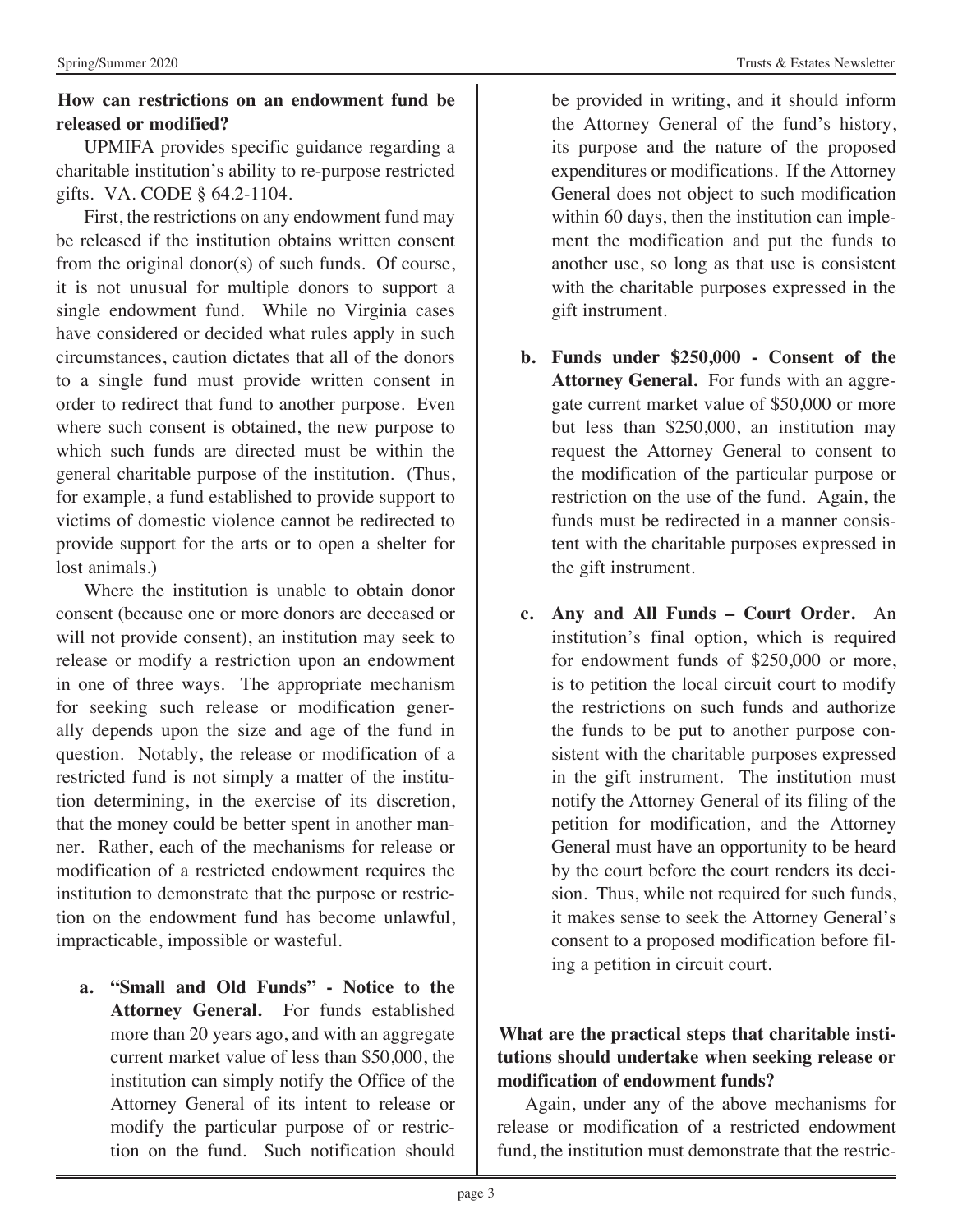**How can restrictions on an endowment fund be released or modified?**

UPMIFA provides specific guidance regarding a charitable institution's ability to re-purpose restricted gifts. VA. CODE § 64.2-1104.

First, the restrictions on any endowment fund may be released if the institution obtains written consent from the original donor(s) of such funds. Of course, it is not unusual for multiple donors to support a single endowment fund. While no Virginia cases have considered or decided what rules apply in such circumstances, caution dictates that all of the donors to a single fund must provide written consent in order to redirect that fund to another purpose. Even where such consent is obtained, the new purpose to which such funds are directed must be within the general charitable purpose of the institution. (Thus, for example, a fund established to provide support to victims of domestic violence cannot be redirected to provide support for the arts or to open a shelter for lost animals.)

Where the institution is unable to obtain donor consent (because one or more donors are deceased or will not provide consent), an institution may seek to release or modify a restriction upon an endowment in one of three ways. The appropriate mechanism for seeking such release or modification generally depends upon the size and age of the fund in question. Notably, the release or modification of a restricted fund is not simply a matter of the institution determining, in the exercise of its discretion, that the money could be better spent in another manner. Rather, each of the mechanisms for release or modification of a restricted endowment requires the institution to demonstrate that the purpose or restriction on the endowment fund has become unlawful, impracticable, impossible or wasteful.

a. **"Small and Old Funds" - Notice to the Attorney General.** For funds established more than 20 years ago, and with an aggregate current market value of less than $50,000, the institution can simply notify the Office of the Attorney General of its intent to release or modify the particular purpose of or restriction on the fund. Such notification should be provided in writing, and it should inform the Attorney General of the fund's history, its purpose and the nature of the proposed expenditures or modifications. If the Attorney General does not object to such modification within 60 days, then the institution can implement the modification and put the funds to another use, so long as that use is consistent with the charitable purposes expressed in the gift instrument.

b. **Funds under $250,000 - Consent of the Attorney General.** For funds with an aggregate current market value of $50,000 or more but less than $250,000, an institution may request the Attorney General to consent to the modification of the particular purpose or restriction on the use of the fund. Again, the funds must be redirected in a manner consistent with the charitable purposes expressed in the gift instrument.

c. **Any and All Funds – Court Order.** An institution's final option, which is required for endowment funds of $250,000 or more, is to petition the local circuit court to modify the restrictions on such funds and authorize the funds to be put to another purpose consistent with the charitable purposes expressed in the gift instrument. The institution must notify the Attorney General of its filing of the petition for modification, and the Attorney General must have an opportunity to be heard by the court before the court renders its decision. Thus, while not required for such funds, it makes sense to seek the Attorney General's consent to a proposed modification before filing a petition in circuit court.

**What are the practical steps that charitable institutions should undertake when seeking release or modification of endowment funds?**

Again, under any of the above mechanisms for release or modification of a restricted endowment fund, the institution must demonstrate that the restric-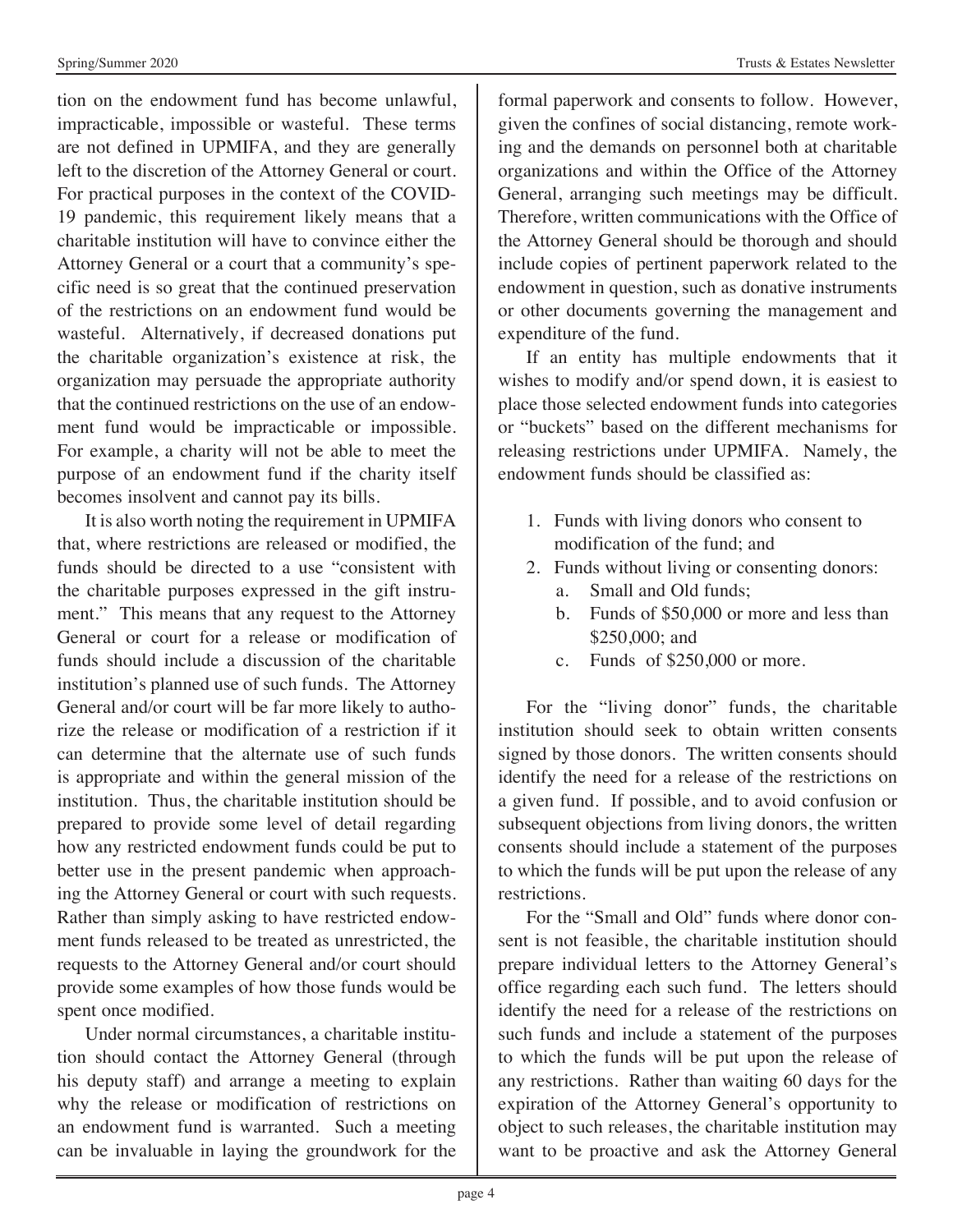tion on the endowment fund has become unlawful, impracticable, impossible or wasteful. These terms are not defined in UPMIFA, and they are generally left to the discretion of the Attorney General or court. For practical purposes in the context of the COVID-19 pandemic, this requirement likely means that a charitable institution will have to convince either the Attorney General or a court that a community's specific need is so great that the continued preservation of the restrictions on an endowment fund would be wasteful. Alternatively, if decreased donations put the charitable organization's existence at risk, the organization may persuade the appropriate authority that the continued restrictions on the use of an endowment fund would be impracticable or impossible. For example, a charity will not be able to meet the purpose of an endowment fund if the charity itself becomes insolvent and cannot pay its bills.

It is also worth noting the requirement in UPMIFA that, where restrictions are released or modified, the funds should be directed to a use "consistent with the charitable purposes expressed in the gift instrument." This means that any request to the Attorney General or court for a release or modification of funds should include a discussion of the charitable institution's planned use of such funds. The Attorney General and/or court will be far more likely to authorize the release or modification of a restriction if it can determine that the alternate use of such funds is appropriate and within the general mission of the institution. Thus, the charitable institution should be prepared to provide some level of detail regarding how any restricted endowment funds could be put to better use in the present pandemic when approaching the Attorney General or court with such requests. Rather than simply asking to have restricted endowment funds released to be treated as unrestricted, the requests to the Attorney General and/or court should provide some examples of how those funds would be spent once modified.

Under normal circumstances, a charitable institution should contact the Attorney General (through his deputy staff) and arrange a meeting to explain why the release or modification of restrictions on an endowment fund is warranted. Such a meeting can be invaluable in laying the groundwork for the formal paperwork and consents to follow. However, given the confines of social distancing, remote working and the demands on personnel both at charitable organizations and within the Office of the Attorney General, arranging such meetings may be difficult. Therefore, written communications with the Office of the Attorney General should be thorough and should include copies of pertinent paperwork related to the endowment in question, such as donative instruments or other documents governing the management and expenditure of the fund.

If an entity has multiple endowments that it wishes to modify and/or spend down, it is easiest to place those selected endowment funds into categories or "buckets" based on the different mechanisms for releasing restrictions under UPMIFA. Namely, the endowment funds should be classified as:

1. Funds with living donors who consent to modification of the fund; and
2. Funds without living or consenting donors:
   a. Small and Old funds;
   b. Funds of $50,000 or more and less than $250,000; and
   c. Funds of $250,000 or more.

For the "living donor" funds, the charitable institution should seek to obtain written consents signed by those donors. The written consents should identify the need for a release of the restrictions on a given fund. If possible, and to avoid confusion or subsequent objections from living donors, the written consents should include a statement of the purposes to which the funds will be put upon the release of any restrictions.

For the "Small and Old" funds where donor consent is not feasible, the charitable institution should prepare individual letters to the Attorney General's office regarding each such fund. The letters should identify the need for a release of the restrictions on such funds and include a statement of the purposes to which the funds will be put upon the release of any restrictions. Rather than waiting 60 days for the expiration of the Attorney General's opportunity to object to such releases, the charitable institution may want to be proactive and ask the Attorney General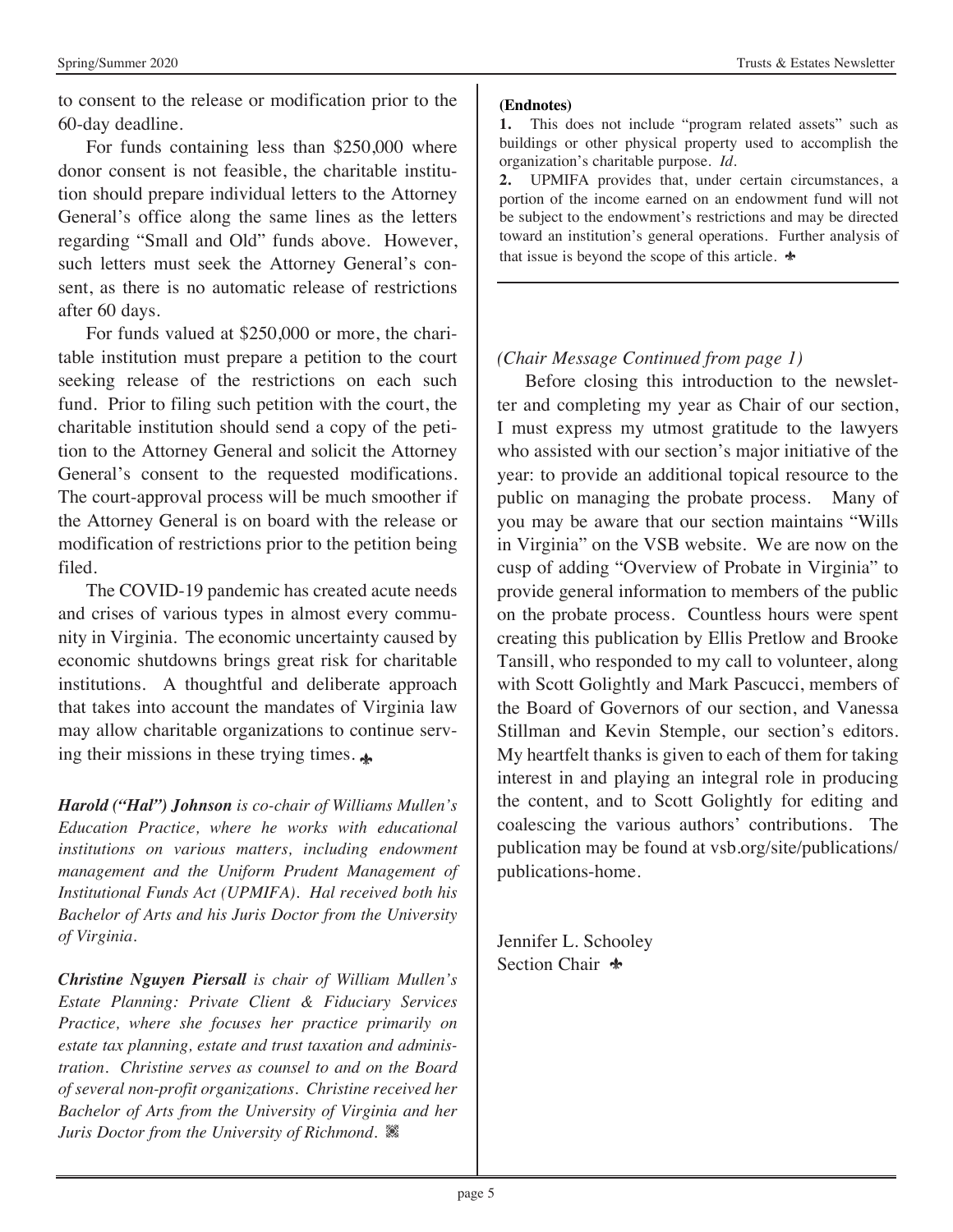to consent to the release or modification prior to the 60-day deadline.

For funds containing less than $250,000 where donor consent is not feasible, the charitable institution should prepare individual letters to the Attorney General's office along the same lines as the letters regarding "Small and Old" funds above. However, such letters must seek the Attorney General's consent, as there is no automatic release of restrictions after 60 days.

For funds valued at $250,000 or more, the charitable institution must prepare a petition to the court seeking release of the restrictions on each such fund. Prior to filing such petition with the court, the charitable institution should send a copy of the petition to the Attorney General and solicit the Attorney General's consent to the requested modifications. The court-approval process will be much smoother if the Attorney General is on board with the release or modification of restrictions prior to the petition being filed.

The COVID-19 pandemic has created acute needs and crises of various types in almost every community in Virginia. The economic uncertainty caused by economic shutdowns brings great risk for charitable institutions. A thoughtful and deliberate approach that takes into account the mandates of Virginia law may allow charitable organizations to continue serving their missions in these trying times. ✤

***Harold ("Hal") Johnson*** *is co-chair of Williams Mullen's Education Practice, where he works with educational institutions on various matters, including endowment management and the Uniform Prudent Management of Institutional Funds Act (UPMIFA). Hal received both his Bachelor of Arts and his Juris Doctor from the University of Virginia.*

***Christine Nguyen Piersall*** *is chair of William Mullen's Estate Planning: Private Client & Fiduciary Services Practice, where she focuses her practice primarily on estate tax planning, estate and trust taxation and administration. Christine serves as counsel to and on the Board of several non-profit organizations. Christine received her Bachelor of Arts from the University of Virginia and her Juris Doctor from the University of Richmond.*

**(Endnotes)**

**1.** This does not include "program related assets" such as buildings or other physical property used to accomplish the organization's charitable purpose. *Id.*

**2.** UPMIFA provides that, under certain circumstances, a portion of the income earned on an endowment fund will not be subject to the endowment's restrictions and may be directed toward an institution's general operations. Further analysis of that issue is beyond the scope of this article. ✤

*(Chair Message Continued from page 1)*

Before closing this introduction to the newsletter and completing my year as Chair of our section, I must express my utmost gratitude to the lawyers who assisted with our section's major initiative of the year: to provide an additional topical resource to the public on managing the probate process. Many of you may be aware that our section maintains "Wills in Virginia" on the VSB website. We are now on the cusp of adding "Overview of Probate in Virginia" to provide general information to members of the public on the probate process. Countless hours were spent creating this publication by Ellis Pretlow and Brooke Tansill, who responded to my call to volunteer, along with Scott Golightly and Mark Pascucci, members of the Board of Governors of our section, and Vanessa Stillman and Kevin Stemple, our section's editors. My heartfelt thanks is given to each of them for taking interest in and playing an integral role in producing the content, and to Scott Golightly for editing and coalescing the various authors' contributions. The publication may be found at vsb.org/site/publications/publications-home.

Jennifer L. Schooley
Section Chair ✤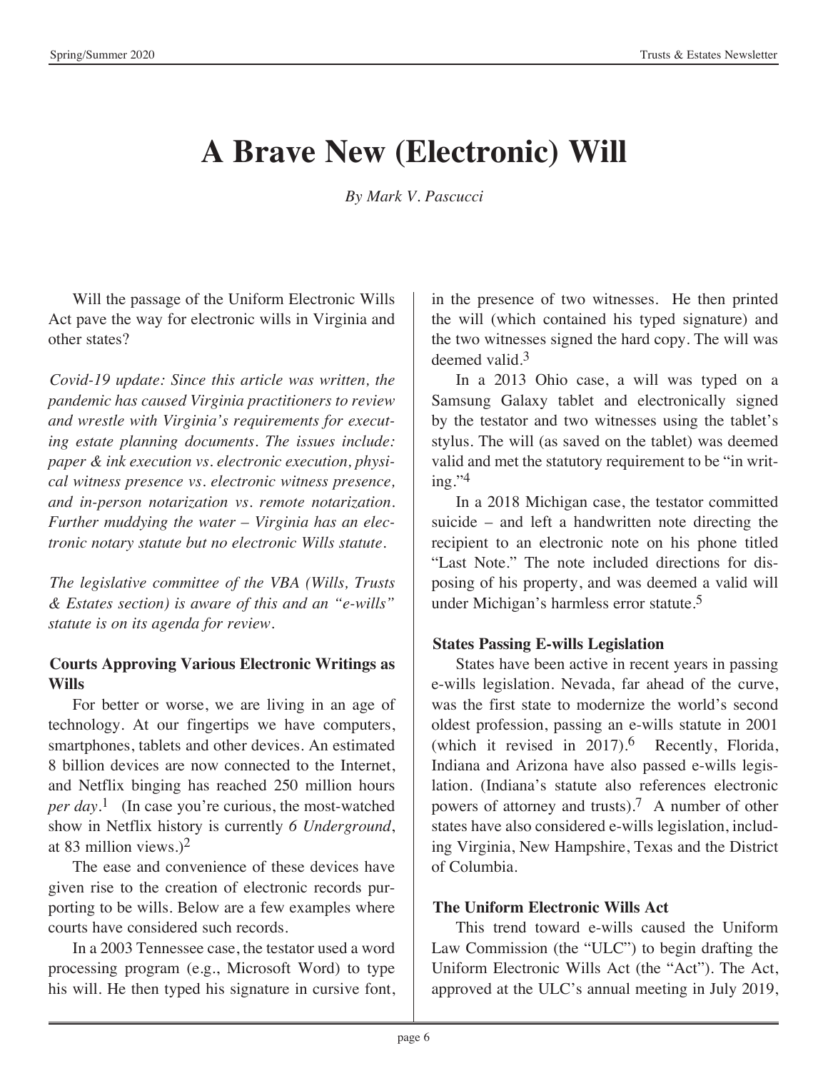# A Brave New (Electronic) Will

*By Mark V. Pascucci*

Will the passage of the Uniform Electronic Wills Act pave the way for electronic wills in Virginia and other states?

*Covid-19 update: Since this article was written, the pandemic has caused Virginia practitioners to review and wrestle with Virginia's requirements for executing estate planning documents. The issues include: paper & ink execution vs. electronic execution, physical witness presence vs. electronic witness presence, and in-person notarization vs. remote notarization. Further muddying the water – Virginia has an electronic notary statute but no electronic Wills statute.*

*The legislative committee of the VBA (Wills, Trusts & Estates section) is aware of this and an "e-wills" statute is on its agenda for review.*

**Courts Approving Various Electronic Writings as Wills**

For better or worse, we are living in an age of technology. At our fingertips we have computers, smartphones, tablets and other devices. An estimated 8 billion devices are now connected to the Internet, and Netflix binging has reached 250 million hours *per day*.[1] (In case you're curious, the most-watched show in Netflix history is currently *6 Underground*, at 83 million views.)[2]

The ease and convenience of these devices have given rise to the creation of electronic records purporting to be wills. Below are a few examples where courts have considered such records.

In a 2003 Tennessee case, the testator used a word processing program (e.g., Microsoft Word) to type his will. He then typed his signature in cursive font, in the presence of two witnesses. He then printed the will (which contained his typed signature) and the two witnesses signed the hard copy. The will was deemed valid.[3]

In a 2013 Ohio case, a will was typed on a Samsung Galaxy tablet and electronically signed by the testator and two witnesses using the tablet's stylus. The will (as saved on the tablet) was deemed valid and met the statutory requirement to be "in writing."[4]

In a 2018 Michigan case, the testator committed suicide – and left a handwritten note directing the recipient to an electronic note on his phone titled "Last Note." The note included directions for disposing of his property, and was deemed a valid will under Michigan's harmless error statute.[5]

**States Passing E-wills Legislation**

States have been active in recent years in passing e-wills legislation. Nevada, far ahead of the curve, was the first state to modernize the world's second oldest profession, passing an e-wills statute in 2001 (which it revised in 2017).[6] Recently, Florida, Indiana and Arizona have also passed e-wills legislation. (Indiana's statute also references electronic powers of attorney and trusts).[7] A number of other states have also considered e-wills legislation, including Virginia, New Hampshire, Texas and the District of Columbia.

**The Uniform Electronic Wills Act**

This trend toward e-wills caused the Uniform Law Commission (the "ULC") to begin drafting the Uniform Electronic Wills Act (the "Act"). The Act, approved at the ULC's annual meeting in July 2019,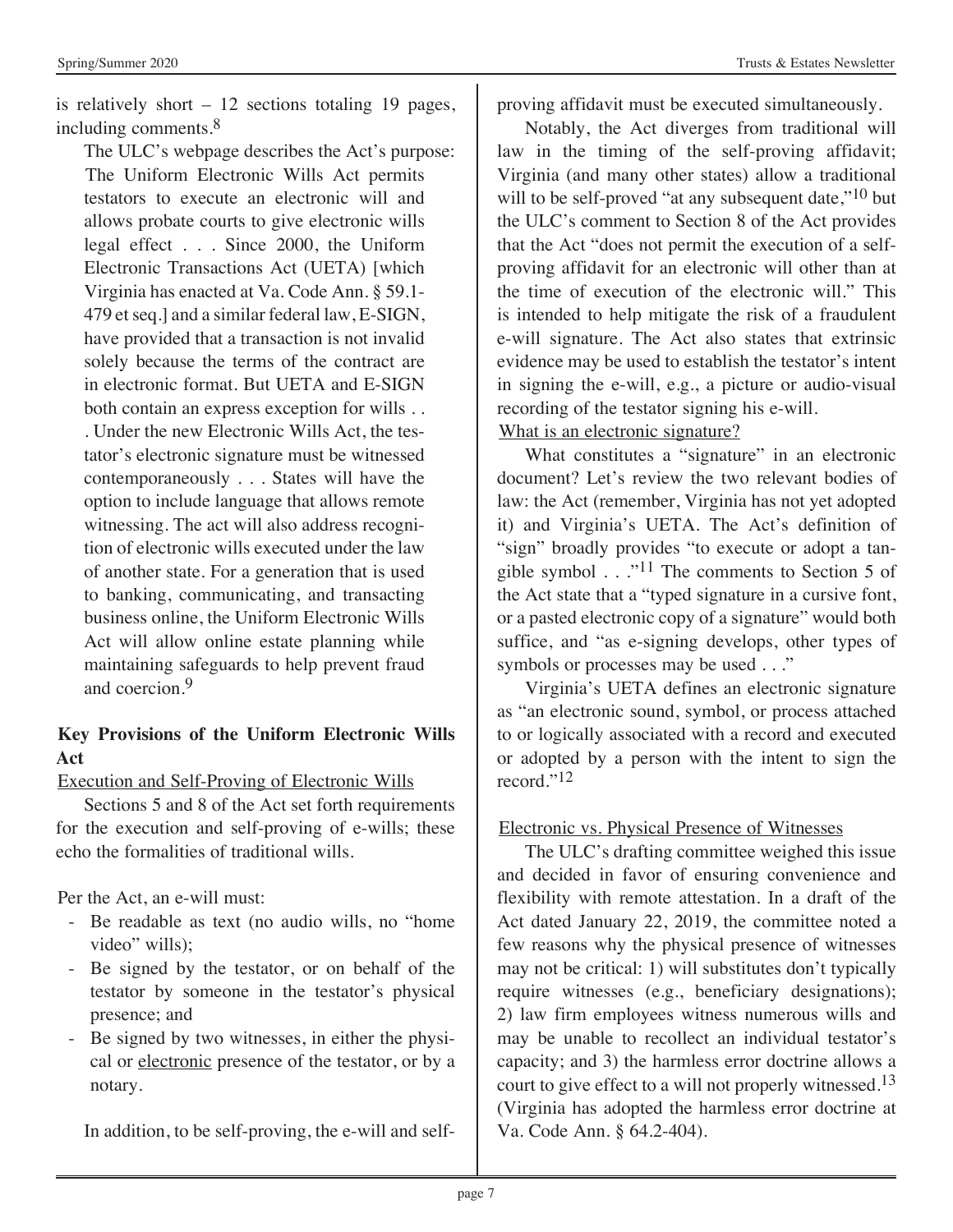is relatively short – 12 sections totaling 19 pages, including comments.[8]

The ULC's webpage describes the Act's purpose:

> The Uniform Electronic Wills Act permits testators to execute an electronic will and allows probate courts to give electronic wills legal effect . . . Since 2000, the Uniform Electronic Transactions Act (UETA) [which Virginia has enacted at Va. Code Ann. § 59.1-479 et seq.] and a similar federal law, E-SIGN, have provided that a transaction is not invalid solely because the terms of the contract are in electronic format. But UETA and E-SIGN both contain an express exception for wills . . . Under the new Electronic Wills Act, the testator's electronic signature must be witnessed contemporaneously . . . States will have the option to include language that allows remote witnessing. The act will also address recognition of electronic wills executed under the law of another state. For a generation that is used to banking, communicating, and transacting business online, the Uniform Electronic Wills Act will allow online estate planning while maintaining safeguards to help prevent fraud and coercion.[9]

## Key Provisions of the Uniform Electronic Wills Act

Execution and Self-Proving of Electronic Wills

Sections 5 and 8 of the Act set forth requirements for the execution and self-proving of e-wills; these echo the formalities of traditional wills.

Per the Act, an e-will must:

- Be readable as text (no audio wills, no "home video" wills);
- Be signed by the testator, or on behalf of the testator by someone in the testator's physical presence; and
- Be signed by two witnesses, in either the physical or electronic presence of the testator, or by a notary.

In addition, to be self-proving, the e-will and self-proving affidavit must be executed simultaneously.

Notably, the Act diverges from traditional will law in the timing of the self-proving affidavit; Virginia (and many other states) allow a traditional will to be self-proved "at any subsequent date,"[10] but the ULC's comment to Section 8 of the Act provides that the Act "does not permit the execution of a self-proving affidavit for an electronic will other than at the time of execution of the electronic will." This is intended to help mitigate the risk of a fraudulent e-will signature. The Act also states that extrinsic evidence may be used to establish the testator's intent in signing the e-will, e.g., a picture or audio-visual recording of the testator signing his e-will.

What is an electronic signature?

What constitutes a "signature" in an electronic document? Let's review the two relevant bodies of law: the Act (remember, Virginia has not yet adopted it) and Virginia's UETA. The Act's definition of "sign" broadly provides "to execute or adopt a tangible symbol . . ."[11] The comments to Section 5 of the Act state that a "typed signature in a cursive font, or a pasted electronic copy of a signature" would both suffice, and "as e-signing develops, other types of symbols or processes may be used . . ."

Virginia's UETA defines an electronic signature as "an electronic sound, symbol, or process attached to or logically associated with a record and executed or adopted by a person with the intent to sign the record."[12]

Electronic vs. Physical Presence of Witnesses

The ULC's drafting committee weighed this issue and decided in favor of ensuring convenience and flexibility with remote attestation. In a draft of the Act dated January 22, 2019, the committee noted a few reasons why the physical presence of witnesses may not be critical: 1) will substitutes don't typically require witnesses (e.g., beneficiary designations); 2) law firm employees witness numerous wills and may be unable to recollect an individual testator's capacity; and 3) the harmless error doctrine allows a court to give effect to a will not properly witnessed.[13] (Virginia has adopted the harmless error doctrine at Va. Code Ann. § 64.2-404).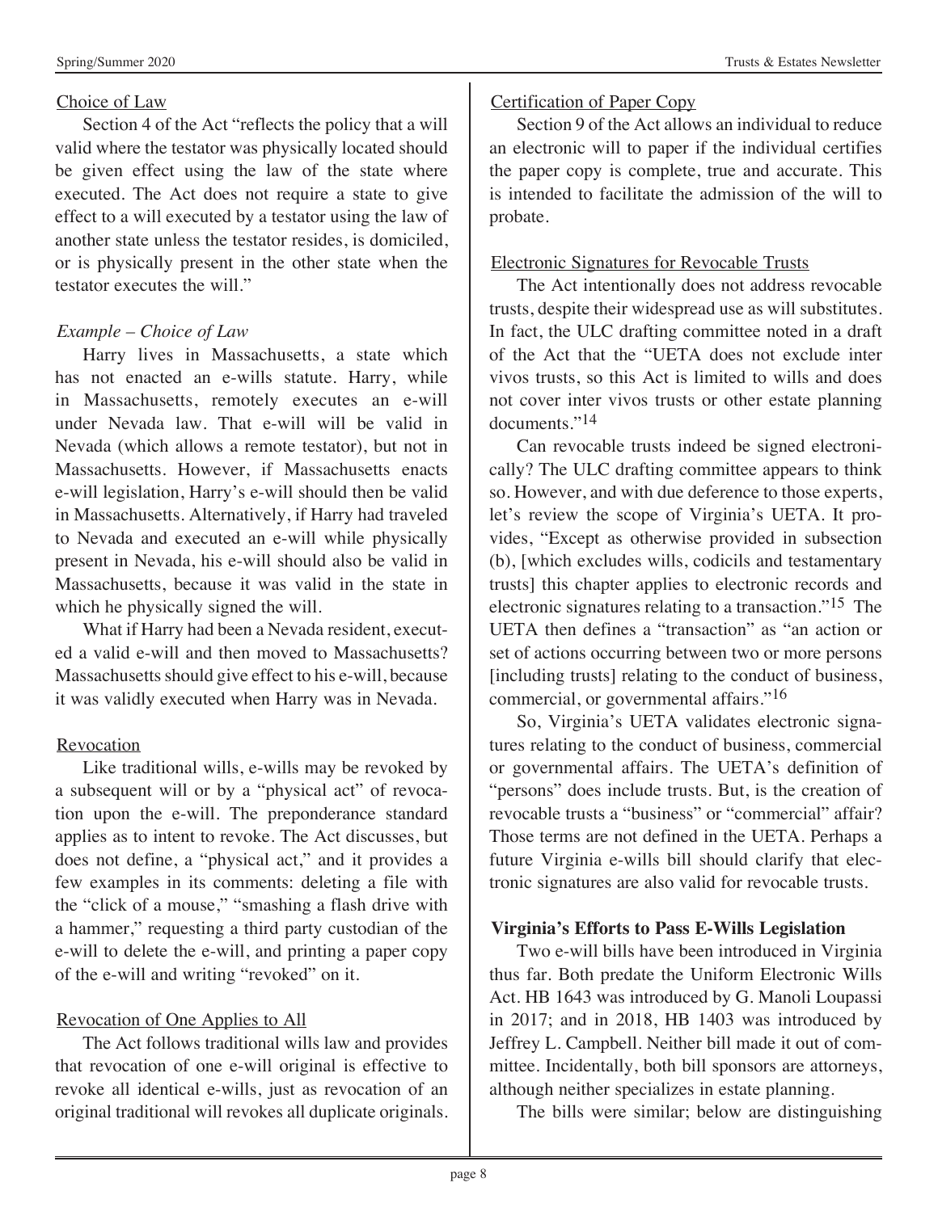Choice of Law

Section 4 of the Act "reflects the policy that a will valid where the testator was physically located should be given effect using the law of the state where executed. The Act does not require a state to give effect to a will executed by a testator using the law of another state unless the testator resides, is domiciled, or is physically present in the other state when the testator executes the will."

*Example – Choice of Law*

Harry lives in Massachusetts, a state which has not enacted an e-wills statute. Harry, while in Massachusetts, remotely executes an e-will under Nevada law. That e-will will be valid in Nevada (which allows a remote testator), but not in Massachusetts. However, if Massachusetts enacts e-will legislation, Harry's e-will should then be valid in Massachusetts. Alternatively, if Harry had traveled to Nevada and executed an e-will while physically present in Nevada, his e-will should also be valid in Massachusetts, because it was valid in the state in which he physically signed the will.

What if Harry had been a Nevada resident, executed a valid e-will and then moved to Massachusetts? Massachusetts should give effect to his e-will, because it was validly executed when Harry was in Nevada.

Revocation

Like traditional wills, e-wills may be revoked by a subsequent will or by a "physical act" of revocation upon the e-will. The preponderance standard applies as to intent to revoke. The Act discusses, but does not define, a "physical act," and it provides a few examples in its comments: deleting a file with the "click of a mouse," "smashing a flash drive with a hammer," requesting a third party custodian of the e-will to delete the e-will, and printing a paper copy of the e-will and writing "revoked" on it.

Revocation of One Applies to All

The Act follows traditional wills law and provides that revocation of one e-will original is effective to revoke all identical e-wills, just as revocation of an original traditional will revokes all duplicate originals.

Certification of Paper Copy

Section 9 of the Act allows an individual to reduce an electronic will to paper if the individual certifies the paper copy is complete, true and accurate. This is intended to facilitate the admission of the will to probate.

Electronic Signatures for Revocable Trusts

The Act intentionally does not address revocable trusts, despite their widespread use as will substitutes. In fact, the ULC drafting committee noted in a draft of the Act that the "UETA does not exclude inter vivos trusts, so this Act is limited to wills and does not cover inter vivos trusts or other estate planning documents."[14]

Can revocable trusts indeed be signed electronically? The ULC drafting committee appears to think so. However, and with due deference to those experts, let's review the scope of Virginia's UETA. It provides, "Except as otherwise provided in subsection (b), [which excludes wills, codicils and testamentary trusts] this chapter applies to electronic records and electronic signatures relating to a transaction."[15] The UETA then defines a "transaction" as "an action or set of actions occurring between two or more persons [including trusts] relating to the conduct of business, commercial, or governmental affairs."[16]

So, Virginia's UETA validates electronic signatures relating to the conduct of business, commercial or governmental affairs. The UETA's definition of "persons" does include trusts. But, is the creation of revocable trusts a "business" or "commercial" affair? Those terms are not defined in the UETA. Perhaps a future Virginia e-wills bill should clarify that electronic signatures are also valid for revocable trusts.

**Virginia's Efforts to Pass E-Wills Legislation**

Two e-will bills have been introduced in Virginia thus far. Both predate the Uniform Electronic Wills Act. HB 1643 was introduced by G. Manoli Loupassi in 2017; and in 2018, HB 1403 was introduced by Jeffrey L. Campbell. Neither bill made it out of committee. Incidentally, both bill sponsors are attorneys, although neither specializes in estate planning.

The bills were similar; below are distinguishing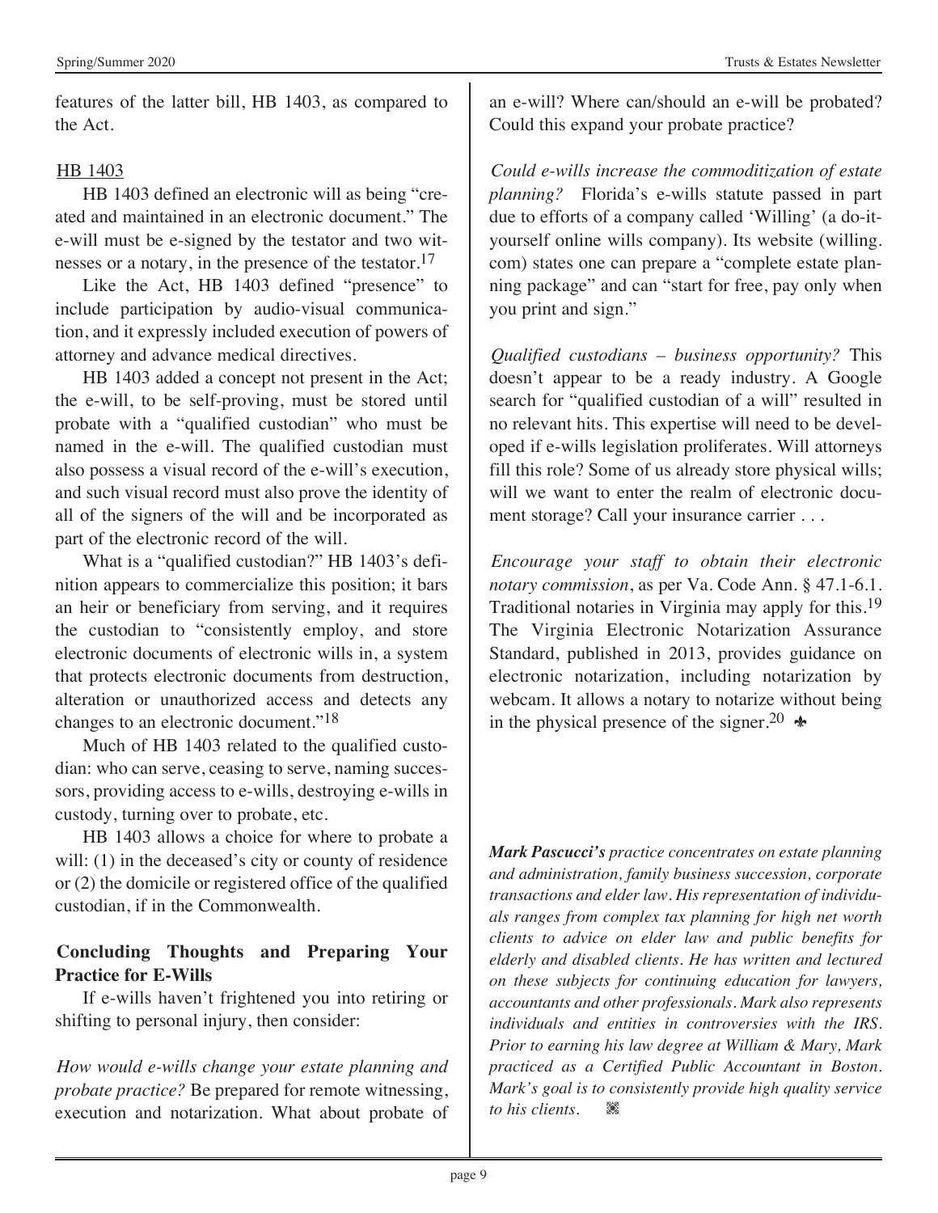features of the latter bill, HB 1403, as compared to the Act.

HB 1403

HB 1403 defined an electronic will as being "created and maintained in an electronic document." The e-will must be e-signed by the testator and two witnesses or a notary, in the presence of the testator.[17]

Like the Act, HB 1403 defined "presence" to include participation by audio-visual communication, and it expressly included execution of powers of attorney and advance medical directives.

HB 1403 added a concept not present in the Act; the e-will, to be self-proving, must be stored until probate with a "qualified custodian" who must be named in the e-will. The qualified custodian must also possess a visual record of the e-will's execution, and such visual record must also prove the identity of all of the signers of the will and be incorporated as part of the electronic record of the will.

What is a "qualified custodian?" HB 1403's definition appears to commercialize this position; it bars an heir or beneficiary from serving, and it requires the custodian to "consistently employ, and store electronic documents of electronic wills in, a system that protects electronic documents from destruction, alteration or unauthorized access and detects any changes to an electronic document."[18]

Much of HB 1403 related to the qualified custodian: who can serve, ceasing to serve, naming successors, providing access to e-wills, destroying e-wills in custody, turning over to probate, etc.

HB 1403 allows a choice for where to probate a will: (1) in the deceased's city or county of residence or (2) the domicile or registered office of the qualified custodian, if in the Commonwealth.

**Concluding Thoughts and Preparing Your Practice for E-Wills**

If e-wills haven't frightened you into retiring or shifting to personal injury, then consider:

*How would e-wills change your estate planning and probate practice?* Be prepared for remote witnessing, execution and notarization. What about probate of an e-will? Where can/should an e-will be probated? Could this expand your probate practice?

*Could e-wills increase the commoditization of estate planning?* Florida's e-wills statute passed in part due to efforts of a company called 'Willing' (a do-it-yourself online wills company). Its website (willing.com) states one can prepare a "complete estate planning package" and can "start for free, pay only when you print and sign."

*Qualified custodians – business opportunity?* This doesn't appear to be a ready industry. A Google search for "qualified custodian of a will" resulted in no relevant hits. This expertise will need to be developed if e-wills legislation proliferates. Will attorneys fill this role? Some of us already store physical wills; will we want to enter the realm of electronic document storage? Call your insurance carrier . . .

*Encourage your staff to obtain their electronic notary commission*, as per Va. Code Ann. § 47.1-6.1. Traditional notaries in Virginia may apply for this.[19] The Virginia Electronic Notarization Assurance Standard, published in 2013, provides guidance on electronic notarization, including notarization by webcam. It allows a notary to notarize without being in the physical presence of the signer.[20] ♣

***Mark Pascucci's*** *practice concentrates on estate planning and administration, family business succession, corporate transactions and elder law. His representation of individuals ranges from complex tax planning for high net worth clients to advice on elder law and public benefits for elderly and disabled clients. He has written and lectured on these subjects for continuing education for lawyers, accountants and other professionals. Mark also represents individuals and entities in controversies with the IRS. Prior to earning his law degree at William & Mary, Mark practiced as a Certified Public Accountant in Boston. Mark's goal is to consistently provide high quality service to his clients.*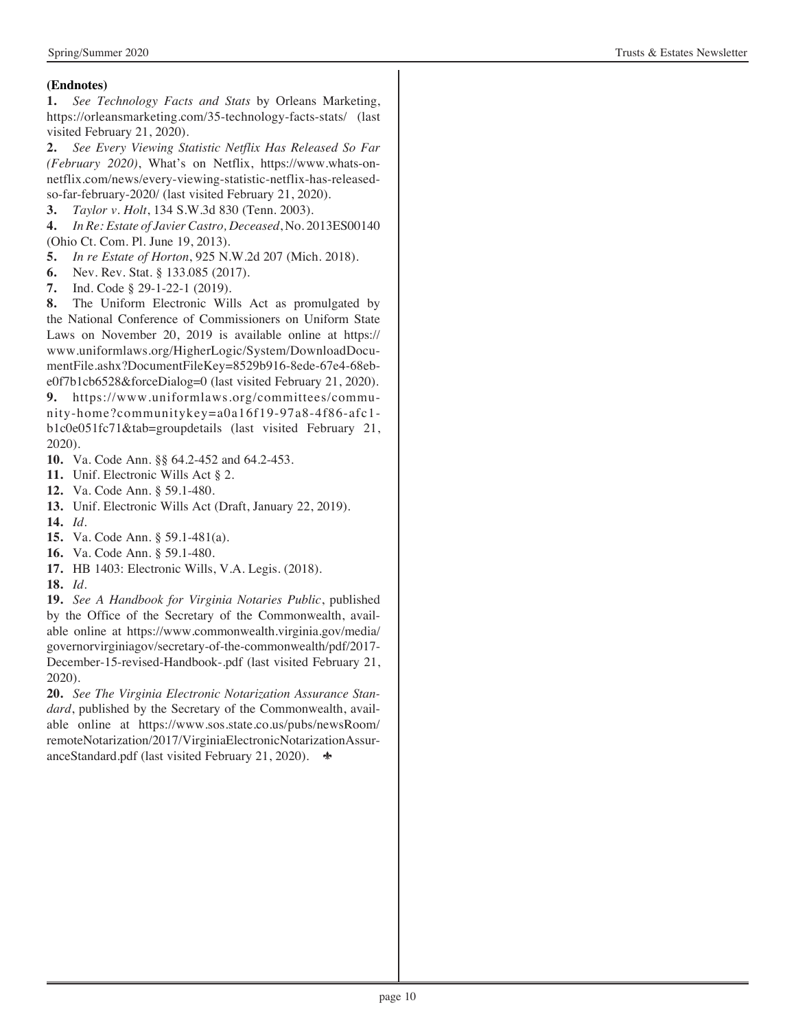**(Endnotes)**

**1.** *See Technology Facts and Stats* by Orleans Marketing, https://orleansmarketing.com/35-technology-facts-stats/ (last visited February 21, 2020).

**2.** *See Every Viewing Statistic Netflix Has Released So Far (February 2020)*, What's on Netflix, https://www.whats-on-netflix.com/news/every-viewing-statistic-netflix-has-released-so-far-february-2020/ (last visited February 21, 2020).

**3.** *Taylor v. Holt*, 134 S.W.3d 830 (Tenn. 2003).

**4.** *In Re: Estate of Javier Castro, Deceased*, No. 2013ES00140 (Ohio Ct. Com. Pl. June 19, 2013).

**5.** *In re Estate of Horton*, 925 N.W.2d 207 (Mich. 2018).

**6.** Nev. Rev. Stat. § 133.085 (2017).

**7.** Ind. Code § 29-1-22-1 (2019).

**8.** The Uniform Electronic Wills Act as promulgated by the National Conference of Commissioners on Uniform State Laws on November 20, 2019 is available online at https://www.uniformlaws.org/HigherLogic/System/DownloadDocumentFile.ashx?DocumentFileKey=8529b916-8ede-67e4-68eb-e0f7b1cb6528&forceDialog=0 (last visited February 21, 2020).

**9.** https://www.uniformlaws.org/committees/community-home?communitykey=a0a16f19-97a8-4f86-afc1-b1c0e051fc71&tab=groupdetails (last visited February 21, 2020).

**10.** Va. Code Ann. §§ 64.2-452 and 64.2-453.

**11.** Unif. Electronic Wills Act § 2.

**12.** Va. Code Ann. § 59.1-480.

**13.** Unif. Electronic Wills Act (Draft, January 22, 2019).

**14.** *Id.*

**15.** Va. Code Ann. § 59.1-481(a).

**16.** Va. Code Ann. § 59.1-480.

**17.** HB 1403: Electronic Wills, V.A. Legis. (2018).

**18.** *Id.*

**19.** *See A Handbook for Virginia Notaries Public*, published by the Office of the Secretary of the Commonwealth, available online at https://www.commonwealth.virginia.gov/media/governorvirginiagov/secretary-of-the-commonwealth/pdf/2017-December-15-revised-Handbook-.pdf (last visited February 21, 2020).

**20.** *See The Virginia Electronic Notarization Assurance Standard*, published by the Secretary of the Commonwealth, available online at https://www.sos.state.co.us/pubs/newsRoom/remoteNotarization/2017/VirginiaElectronicNotarizationAssuranceStandard.pdf (last visited February 21, 2020).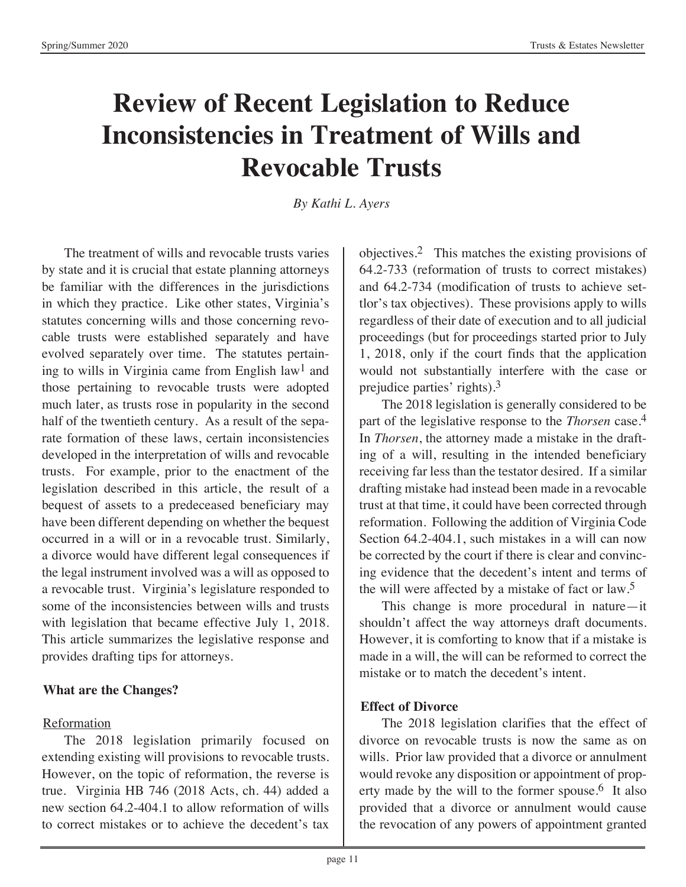# Review of Recent Legislation to Reduce Inconsistencies in Treatment of Wills and Revocable Trusts

*By Kathi L. Ayers*

The treatment of wills and revocable trusts varies by state and it is crucial that estate planning attorneys be familiar with the differences in the jurisdictions in which they practice. Like other states, Virginia's statutes concerning wills and those concerning revocable trusts were established separately and have evolved separately over time. The statutes pertaining to wills in Virginia came from English law[1] and those pertaining to revocable trusts were adopted much later, as trusts rose in popularity in the second half of the twentieth century. As a result of the separate formation of these laws, certain inconsistencies developed in the interpretation of wills and revocable trusts. For example, prior to the enactment of the legislation described in this article, the result of a bequest of assets to a predeceased beneficiary may have been different depending on whether the bequest occurred in a will or in a revocable trust. Similarly, a divorce would have different legal consequences if the legal instrument involved was a will as opposed to a revocable trust. Virginia's legislature responded to some of the inconsistencies between wills and trusts with legislation that became effective July 1, 2018. This article summarizes the legislative response and provides drafting tips for attorneys.

**What are the Changes?**

Reformation

The 2018 legislation primarily focused on extending existing will provisions to revocable trusts. However, on the topic of reformation, the reverse is true. Virginia HB 746 (2018 Acts, ch. 44) added a new section 64.2-404.1 to allow reformation of wills to correct mistakes or to achieve the decedent's tax objectives.[2] This matches the existing provisions of 64.2-733 (reformation of trusts to correct mistakes) and 64.2-734 (modification of trusts to achieve settlor's tax objectives). These provisions apply to wills regardless of their date of execution and to all judicial proceedings (but for proceedings started prior to July 1, 2018, only if the court finds that the application would not substantially interfere with the case or prejudice parties' rights).[3]

The 2018 legislation is generally considered to be part of the legislative response to the *Thorsen* case.[4] In *Thorsen*, the attorney made a mistake in the drafting of a will, resulting in the intended beneficiary receiving far less than the testator desired. If a similar drafting mistake had instead been made in a revocable trust at that time, it could have been corrected through reformation. Following the addition of Virginia Code Section 64.2-404.1, such mistakes in a will can now be corrected by the court if there is clear and convincing evidence that the decedent's intent and terms of the will were affected by a mistake of fact or law.[5]

This change is more procedural in nature—it shouldn't affect the way attorneys draft documents. However, it is comforting to know that if a mistake is made in a will, the will can be reformed to correct the mistake or to match the decedent's intent.

**Effect of Divorce**

The 2018 legislation clarifies that the effect of divorce on revocable trusts is now the same as on wills. Prior law provided that a divorce or annulment would revoke any disposition or appointment of property made by the will to the former spouse.[6] It also provided that a divorce or annulment would cause the revocation of any powers of appointment granted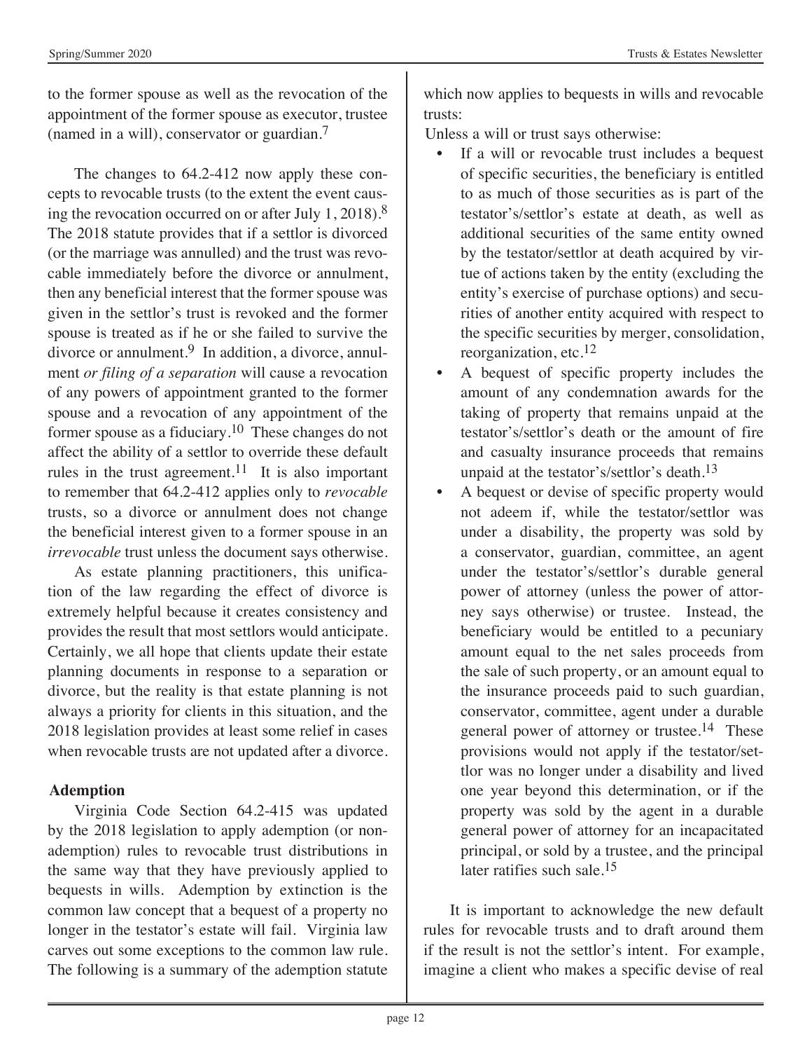to the former spouse as well as the revocation of the appointment of the former spouse as executor, trustee (named in a will), conservator or guardian.[7]

The changes to 64.2-412 now apply these concepts to revocable trusts (to the extent the event causing the revocation occurred on or after July 1, 2018).[8] The 2018 statute provides that if a settlor is divorced (or the marriage was annulled) and the trust was revocable immediately before the divorce or annulment, then any beneficial interest that the former spouse was given in the settlor's trust is revoked and the former spouse is treated as if he or she failed to survive the divorce or annulment.[9] In addition, a divorce, annulment *or filing of a separation* will cause a revocation of any powers of appointment granted to the former spouse and a revocation of any appointment of the former spouse as a fiduciary.[10] These changes do not affect the ability of a settlor to override these default rules in the trust agreement.[11] It is also important to remember that 64.2-412 applies only to *revocable* trusts, so a divorce or annulment does not change the beneficial interest given to a former spouse in an *irrevocable* trust unless the document says otherwise.

As estate planning practitioners, this unification of the law regarding the effect of divorce is extremely helpful because it creates consistency and provides the result that most settlors would anticipate. Certainly, we all hope that clients update their estate planning documents in response to a separation or divorce, but the reality is that estate planning is not always a priority for clients in this situation, and the 2018 legislation provides at least some relief in cases when revocable trusts are not updated after a divorce.

**Ademption**

Virginia Code Section 64.2-415 was updated by the 2018 legislation to apply ademption (or non-ademption) rules to revocable trust distributions in the same way that they have previously applied to bequests in wills. Ademption by extinction is the common law concept that a bequest of a property no longer in the testator's estate will fail. Virginia law carves out some exceptions to the common law rule. The following is a summary of the ademption statute which now applies to bequests in wills and revocable trusts:

Unless a will or trust says otherwise:

- If a will or revocable trust includes a bequest of specific securities, the beneficiary is entitled to as much of those securities as is part of the testator's/settlor's estate at death, as well as additional securities of the same entity owned by the testator/settlor at death acquired by virtue of actions taken by the entity (excluding the entity's exercise of purchase options) and securities of another entity acquired with respect to the specific securities by merger, consolidation, reorganization, etc.[12]
- A bequest of specific property includes the amount of any condemnation awards for the taking of property that remains unpaid at the testator's/settlor's death or the amount of fire and casualty insurance proceeds that remains unpaid at the testator's/settlor's death.[13]
- A bequest or devise of specific property would not adeem if, while the testator/settlor was under a disability, the property was sold by a conservator, guardian, committee, an agent under the testator's/settlor's durable general power of attorney (unless the power of attorney says otherwise) or trustee. Instead, the beneficiary would be entitled to a pecuniary amount equal to the net sales proceeds from the sale of such property, or an amount equal to the insurance proceeds paid to such guardian, conservator, committee, agent under a durable general power of attorney or trustee.[14] These provisions would not apply if the testator/settlor was no longer under a disability and lived one year beyond this determination, or if the property was sold by the agent in a durable general power of attorney for an incapacitated principal, or sold by a trustee, and the principal later ratifies such sale.[15]

It is important to acknowledge the new default rules for revocable trusts and to draft around them if the result is not the settlor's intent. For example, imagine a client who makes a specific devise of real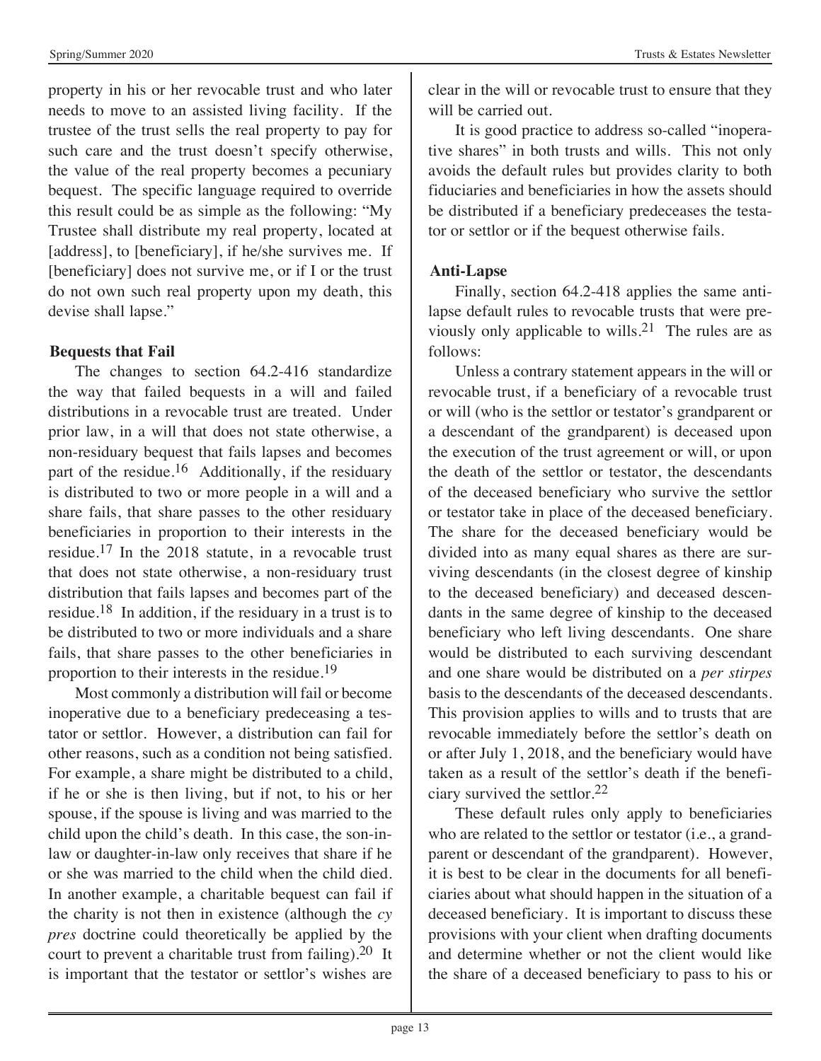property in his or her revocable trust and who later needs to move to an assisted living facility. If the trustee of the trust sells the real property to pay for such care and the trust doesn't specify otherwise, the value of the real property becomes a pecuniary bequest. The specific language required to override this result could be as simple as the following: "My Trustee shall distribute my real property, located at [address], to [beneficiary], if he/she survives me. If [beneficiary] does not survive me, or if I or the trust do not own such real property upon my death, this devise shall lapse."

**Bequests that Fail**

The changes to section 64.2-416 standardize the way that failed bequests in a will and failed distributions in a revocable trust are treated. Under prior law, in a will that does not state otherwise, a non-residuary bequest that fails lapses and becomes part of the residue.[16] Additionally, if the residuary is distributed to two or more people in a will and a share fails, that share passes to the other residuary beneficiaries in proportion to their interests in the residue.[17] In the 2018 statute, in a revocable trust that does not state otherwise, a non-residuary trust distribution that fails lapses and becomes part of the residue.[18] In addition, if the residuary in a trust is to be distributed to two or more individuals and a share fails, that share passes to the other beneficiaries in proportion to their interests in the residue.[19]

Most commonly a distribution will fail or become inoperative due to a beneficiary predeceasing a testator or settlor. However, a distribution can fail for other reasons, such as a condition not being satisfied. For example, a share might be distributed to a child, if he or she is then living, but if not, to his or her spouse, if the spouse is living and was married to the child upon the child's death. In this case, the son-in-law or daughter-in-law only receives that share if he or she was married to the child when the child died. In another example, a charitable bequest can fail if the charity is not then in existence (although the *cy pres* doctrine could theoretically be applied by the court to prevent a charitable trust from failing).[20] It is important that the testator or settlor's wishes are clear in the will or revocable trust to ensure that they will be carried out.

It is good practice to address so-called "inoperative shares" in both trusts and wills. This not only avoids the default rules but provides clarity to both fiduciaries and beneficiaries in how the assets should be distributed if a beneficiary predeceases the testator or settlor or if the bequest otherwise fails.

**Anti-Lapse**

Finally, section 64.2-418 applies the same anti-lapse default rules to revocable trusts that were previously only applicable to wills.[21] The rules are as follows:

Unless a contrary statement appears in the will or revocable trust, if a beneficiary of a revocable trust or will (who is the settlor or testator's grandparent or a descendant of the grandparent) is deceased upon the execution of the trust agreement or will, or upon the death of the settlor or testator, the descendants of the deceased beneficiary who survive the settlor or testator take in place of the deceased beneficiary. The share for the deceased beneficiary would be divided into as many equal shares as there are surviving descendants (in the closest degree of kinship to the deceased beneficiary) and deceased descendants in the same degree of kinship to the deceased beneficiary who left living descendants. One share would be distributed to each surviving descendant and one share would be distributed on a *per stirpes* basis to the descendants of the deceased descendants. This provision applies to wills and to trusts that are revocable immediately before the settlor's death on or after July 1, 2018, and the beneficiary would have taken as a result of the settlor's death if the beneficiary survived the settlor.[22]

These default rules only apply to beneficiaries who are related to the settlor or testator (i.e., a grandparent or descendant of the grandparent). However, it is best to be clear in the documents for all beneficiaries about what should happen in the situation of a deceased beneficiary. It is important to discuss these provisions with your client when drafting documents and determine whether or not the client would like the share of a deceased beneficiary to pass to his or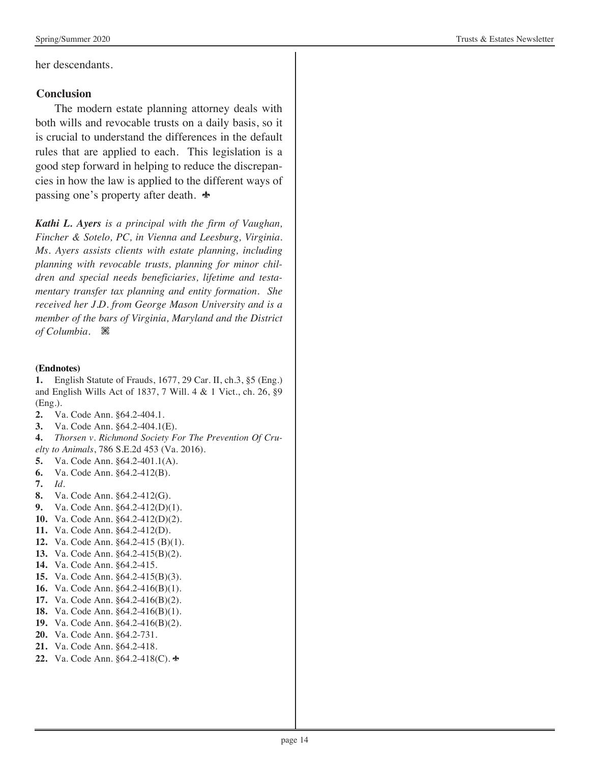her descendants.

## Conclusion

The modern estate planning attorney deals with both wills and revocable trusts on a daily basis, so it is crucial to understand the differences in the default rules that are applied to each. This legislation is a good step forward in helping to reduce the discrepancies in how the law is applied to the different ways of passing one's property after death. ✤

***Kathi L. Ayers** is a principal with the firm of Vaughan, Fincher & Sotelo, PC, in Vienna and Leesburg, Virginia. Ms. Ayers assists clients with estate planning, including planning with revocable trusts, planning for minor children and special needs beneficiaries, lifetime and testamentary transfer tax planning and entity formation. She received her J.D. from George Mason University and is a member of the bars of Virginia, Maryland and the District of Columbia.*

**(Endnotes)**

**1.** English Statute of Frauds, 1677, 29 Car. II, ch.3, §5 (Eng.) and English Wills Act of 1837, 7 Will. 4 & 1 Vict., ch. 26, §9 (Eng.).
**2.** Va. Code Ann. §64.2-404.1.
**3.** Va. Code Ann. §64.2-404.1(E).
**4.** *Thorsen v. Richmond Society For The Prevention Of Cruelty to Animals*, 786 S.E.2d 453 (Va. 2016).
**5.** Va. Code Ann. §64.2-401.1(A).
**6.** Va. Code Ann. §64.2-412(B).
**7.** *Id.*
**8.** Va. Code Ann. §64.2-412(G).
**9.** Va. Code Ann. §64.2-412(D)(1).
**10.** Va. Code Ann. §64.2-412(D)(2).
**11.** Va. Code Ann. §64.2-412(D).
**12.** Va. Code Ann. §64.2-415 (B)(1).
**13.** Va. Code Ann. §64.2-415(B)(2).
**14.** Va. Code Ann. §64.2-415.
**15.** Va. Code Ann. §64.2-415(B)(3).
**16.** Va. Code Ann. §64.2-416(B)(1).
**17.** Va. Code Ann. §64.2-416(B)(2).
**18.** Va. Code Ann. §64.2-416(B)(1).
**19.** Va. Code Ann. §64.2-416(B)(2).
**20.** Va. Code Ann. §64.2-731.
**21.** Va. Code Ann. §64.2-418.
**22.** Va. Code Ann. §64.2-418(C). ✤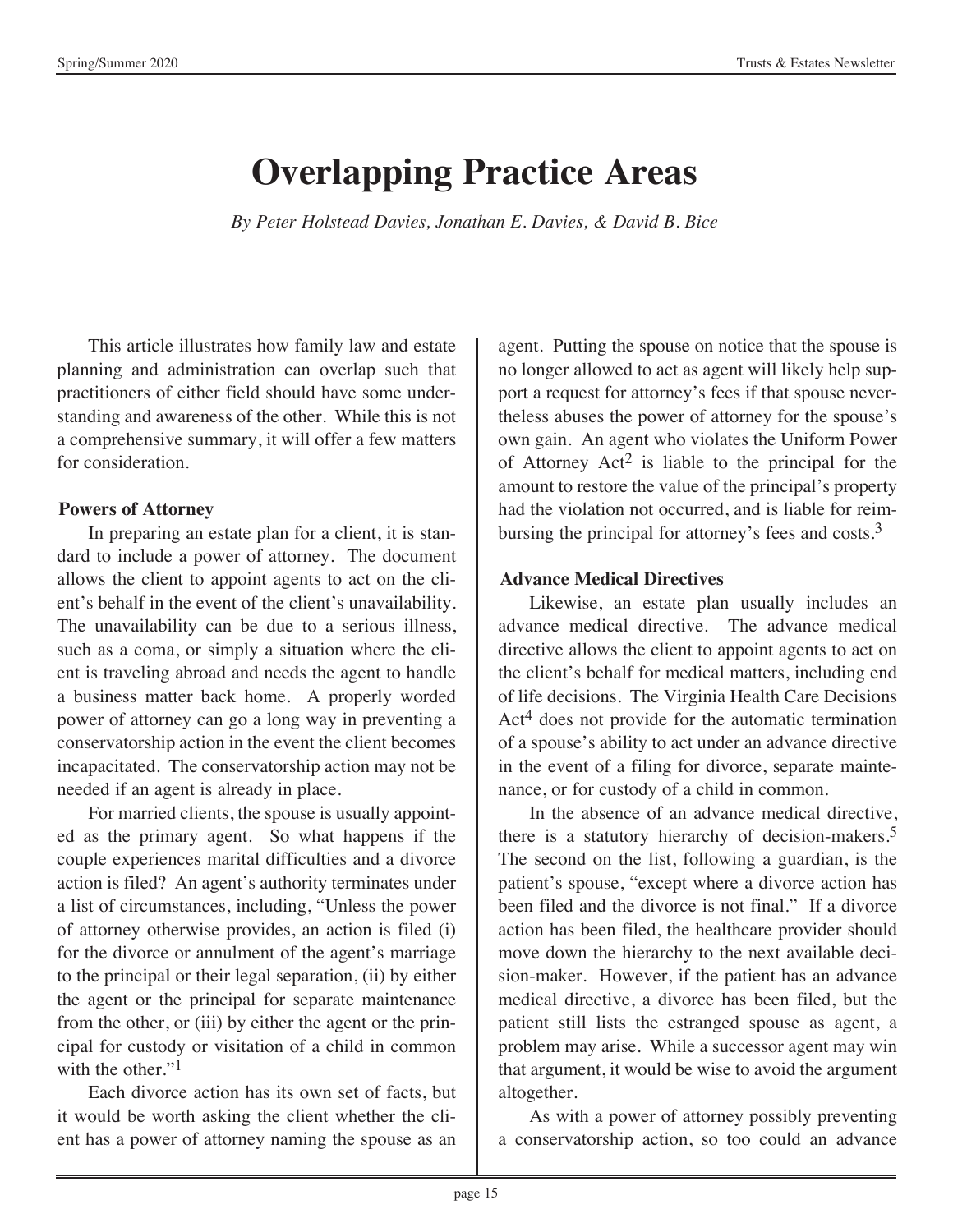# Overlapping Practice Areas

*By Peter Holstead Davies, Jonathan E. Davies, & David B. Bice*

This article illustrates how family law and estate planning and administration can overlap such that practitioners of either field should have some understanding and awareness of the other. While this is not a comprehensive summary, it will offer a few matters for consideration.

### Powers of Attorney

In preparing an estate plan for a client, it is standard to include a power of attorney. The document allows the client to appoint agents to act on the client's behalf in the event of the client's unavailability. The unavailability can be due to a serious illness, such as a coma, or simply a situation where the client is traveling abroad and needs the agent to handle a business matter back home. A properly worded power of attorney can go a long way in preventing a conservatorship action in the event the client becomes incapacitated. The conservatorship action may not be needed if an agent is already in place.

For married clients, the spouse is usually appointed as the primary agent. So what happens if the couple experiences marital difficulties and a divorce action is filed? An agent's authority terminates under a list of circumstances, including, "Unless the power of attorney otherwise provides, an action is filed (i) for the divorce or annulment of the agent's marriage to the principal or their legal separation, (ii) by either the agent or the principal for separate maintenance from the other, or (iii) by either the agent or the principal for custody or visitation of a child in common with the other."[1]

Each divorce action has its own set of facts, but it would be worth asking the client whether the client has a power of attorney naming the spouse as an agent. Putting the spouse on notice that the spouse is no longer allowed to act as agent will likely help support a request for attorney's fees if that spouse nevertheless abuses the power of attorney for the spouse's own gain. An agent who violates the Uniform Power of Attorney Act[2] is liable to the principal for the amount to restore the value of the principal's property had the violation not occurred, and is liable for reimbursing the principal for attorney's fees and costs.[3]

### Advance Medical Directives

Likewise, an estate plan usually includes an advance medical directive. The advance medical directive allows the client to appoint agents to act on the client's behalf for medical matters, including end of life decisions. The Virginia Health Care Decisions Act[4] does not provide for the automatic termination of a spouse's ability to act under an advance directive in the event of a filing for divorce, separate maintenance, or for custody of a child in common.

In the absence of an advance medical directive, there is a statutory hierarchy of decision-makers.[5] The second on the list, following a guardian, is the patient's spouse, "except where a divorce action has been filed and the divorce is not final." If a divorce action has been filed, the healthcare provider should move down the hierarchy to the next available decision-maker. However, if the patient has an advance medical directive, a divorce has been filed, but the patient still lists the estranged spouse as agent, a problem may arise. While a successor agent may win that argument, it would be wise to avoid the argument altogether.

As with a power of attorney possibly preventing a conservatorship action, so too could an advance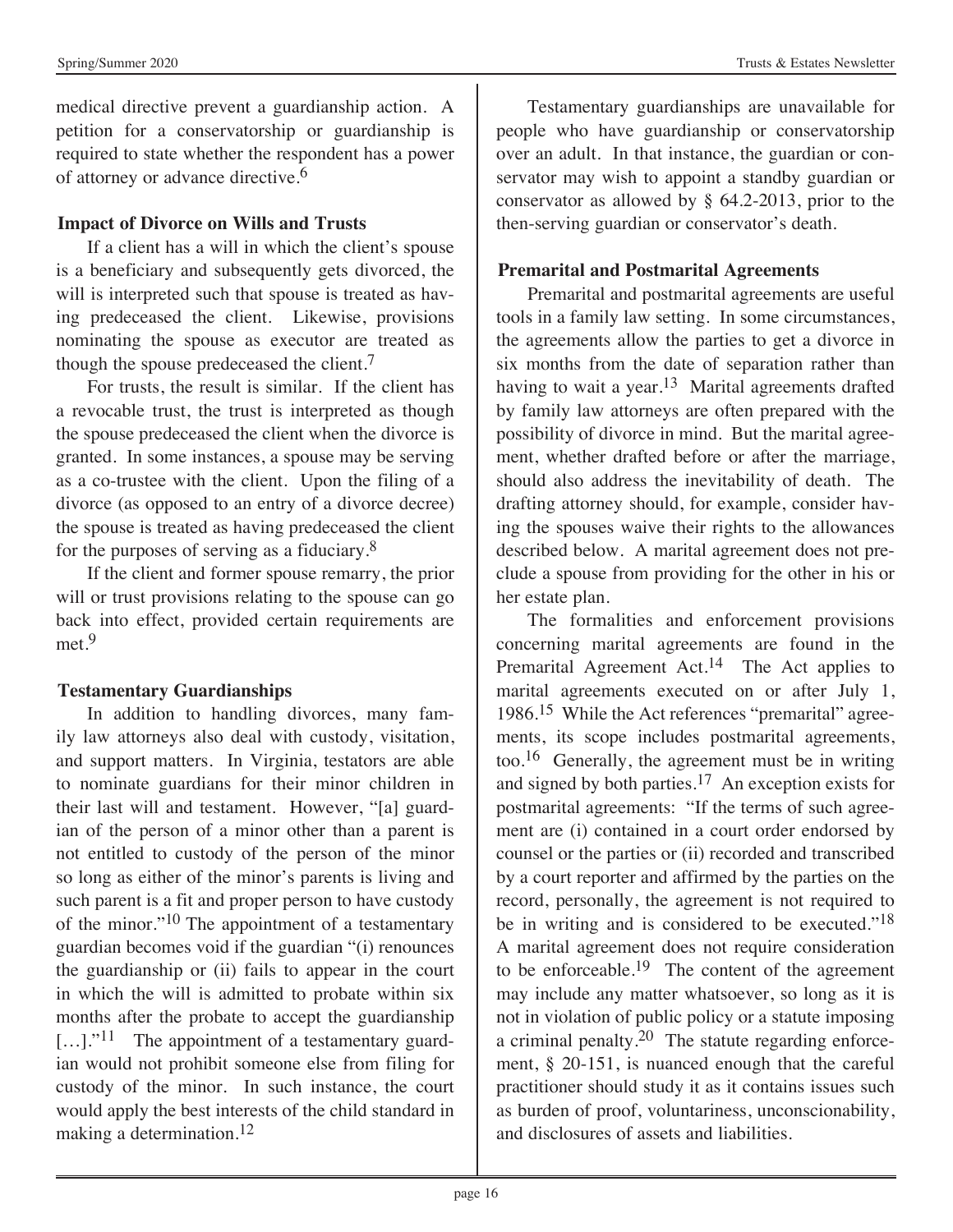medical directive prevent a guardianship action. A petition for a conservatorship or guardianship is required to state whether the respondent has a power of attorney or advance directive.[6]

### Impact of Divorce on Wills and Trusts

If a client has a will in which the client's spouse is a beneficiary and subsequently gets divorced, the will is interpreted such that spouse is treated as having predeceased the client. Likewise, provisions nominating the spouse as executor are treated as though the spouse predeceased the client.[7]

For trusts, the result is similar. If the client has a revocable trust, the trust is interpreted as though the spouse predeceased the client when the divorce is granted. In some instances, a spouse may be serving as a co-trustee with the client. Upon the filing of a divorce (as opposed to an entry of a divorce decree) the spouse is treated as having predeceased the client for the purposes of serving as a fiduciary.[8]

If the client and former spouse remarry, the prior will or trust provisions relating to the spouse can go back into effect, provided certain requirements are met.[9]

### Testamentary Guardianships

In addition to handling divorces, many family law attorneys also deal with custody, visitation, and support matters. In Virginia, testators are able to nominate guardians for their minor children in their last will and testament. However, "[a] guardian of the person of a minor other than a parent is not entitled to custody of the person of the minor so long as either of the minor's parents is living and such parent is a fit and proper person to have custody of the minor."[10] The appointment of a testamentary guardian becomes void if the guardian "(i) renounces the guardianship or (ii) fails to appear in the court in which the will is admitted to probate within six months after the probate to accept the guardianship […]."[11] The appointment of a testamentary guardian would not prohibit someone else from filing for custody of the minor. In such instance, the court would apply the best interests of the child standard in making a determination.[12]

Testamentary guardianships are unavailable for people who have guardianship or conservatorship over an adult. In that instance, the guardian or conservator may wish to appoint a standby guardian or conservator as allowed by § 64.2-2013, prior to the then-serving guardian or conservator's death.

### Premarital and Postmarital Agreements

Premarital and postmarital agreements are useful tools in a family law setting. In some circumstances, the agreements allow the parties to get a divorce in six months from the date of separation rather than having to wait a year.[13] Marital agreements drafted by family law attorneys are often prepared with the possibility of divorce in mind. But the marital agreement, whether drafted before or after the marriage, should also address the inevitability of death. The drafting attorney should, for example, consider having the spouses waive their rights to the allowances described below. A marital agreement does not preclude a spouse from providing for the other in his or her estate plan.

The formalities and enforcement provisions concerning marital agreements are found in the Premarital Agreement Act.[14] The Act applies to marital agreements executed on or after July 1, 1986.[15] While the Act references "premarital" agreements, its scope includes postmarital agreements, too.[16] Generally, the agreement must be in writing and signed by both parties.[17] An exception exists for postmarital agreements: "If the terms of such agreement are (i) contained in a court order endorsed by counsel or the parties or (ii) recorded and transcribed by a court reporter and affirmed by the parties on the record, personally, the agreement is not required to be in writing and is considered to be executed."[18] A marital agreement does not require consideration to be enforceable.[19] The content of the agreement may include any matter whatsoever, so long as it is not in violation of public policy or a statute imposing a criminal penalty.[20] The statute regarding enforcement, § 20-151, is nuanced enough that the careful practitioner should study it as it contains issues such as burden of proof, voluntariness, unconscionability, and disclosures of assets and liabilities.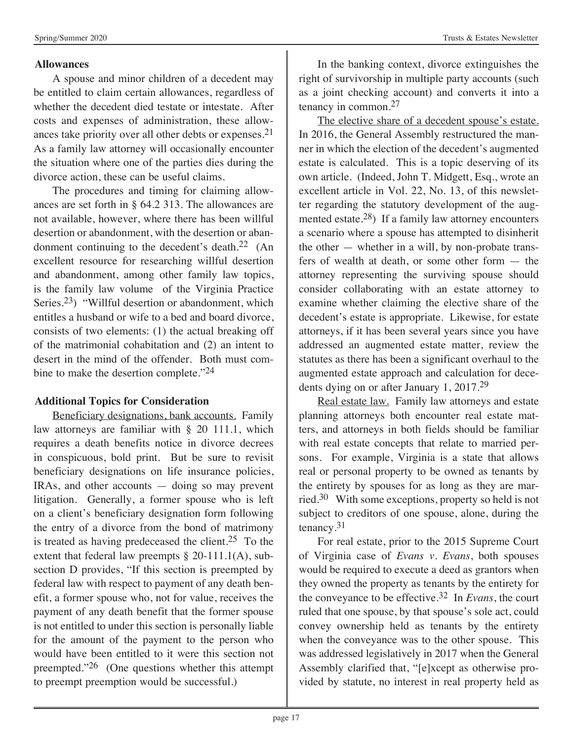**Allowances**

A spouse and minor children of a decedent may be entitled to claim certain allowances, regardless of whether the decedent died testate or intestate. After costs and expenses of administration, these allowances take priority over all other debts or expenses.[21] As a family law attorney will occasionally encounter the situation where one of the parties dies during the divorce action, these can be useful claims.

The procedures and timing for claiming allowances are set forth in § 64.2 313. The allowances are not available, however, where there has been willful desertion or abandonment, with the desertion or abandonment continuing to the decedent's death.[22] (An excellent resource for researching willful desertion and abandonment, among other family law topics, is the family law volume of the Virginia Practice Series.[23]) "Willful desertion or abandonment, which entitles a husband or wife to a bed and board divorce, consists of two elements: (1) the actual breaking off of the matrimonial cohabitation and (2) an intent to desert in the mind of the offender. Both must combine to make the desertion complete."[24]

**Additional Topics for Consideration**

Beneficiary designations, bank accounts. Family law attorneys are familiar with § 20 111.1, which requires a death benefits notice in divorce decrees in conspicuous, bold print. But be sure to revisit beneficiary designations on life insurance policies, IRAs, and other accounts — doing so may prevent litigation. Generally, a former spouse who is left on a client's beneficiary designation form following the entry of a divorce from the bond of matrimony is treated as having predeceased the client.[25] To the extent that federal law preempts § 20-111.1(A), subsection D provides, "If this section is preempted by federal law with respect to payment of any death benefit, a former spouse who, not for value, receives the payment of any death benefit that the former spouse is not entitled to under this section is personally liable for the amount of the payment to the person who would have been entitled to it were this section not preempted."[26] (One questions whether this attempt to preempt preemption would be successful.)

In the banking context, divorce extinguishes the right of survivorship in multiple party accounts (such as a joint checking account) and converts it into a tenancy in common.[27]

The elective share of a decedent spouse's estate. In 2016, the General Assembly restructured the manner in which the election of the decedent's augmented estate is calculated. This is a topic deserving of its own article. (Indeed, John T. Midgett, Esq., wrote an excellent article in Vol. 22, No. 13, of this newsletter regarding the statutory development of the augmented estate.[28]) If a family law attorney encounters a scenario where a spouse has attempted to disinherit the other — whether in a will, by non-probate transfers of wealth at death, or some other form — the attorney representing the surviving spouse should consider collaborating with an estate attorney to examine whether claiming the elective share of the decedent's estate is appropriate. Likewise, for estate attorneys, if it has been several years since you have addressed an augmented estate matter, review the statutes as there has been a significant overhaul to the augmented estate approach and calculation for decedents dying on or after January 1, 2017.[29]

Real estate law. Family law attorneys and estate planning attorneys both encounter real estate matters, and attorneys in both fields should be familiar with real estate concepts that relate to married persons. For example, Virginia is a state that allows real or personal property to be owned as tenants by the entirety by spouses for as long as they are married.[30] With some exceptions, property so held is not subject to creditors of one spouse, alone, during the tenancy.[31]

For real estate, prior to the 2015 Supreme Court of Virginia case of *Evans v. Evans*, both spouses would be required to execute a deed as grantors when they owned the property as tenants by the entirety for the conveyance to be effective.[32] In *Evans*, the court ruled that one spouse, by that spouse's sole act, could convey ownership held as tenants by the entirety when the conveyance was to the other spouse. This was addressed legislatively in 2017 when the General Assembly clarified that, "[e]xcept as otherwise provided by statute, no interest in real property held as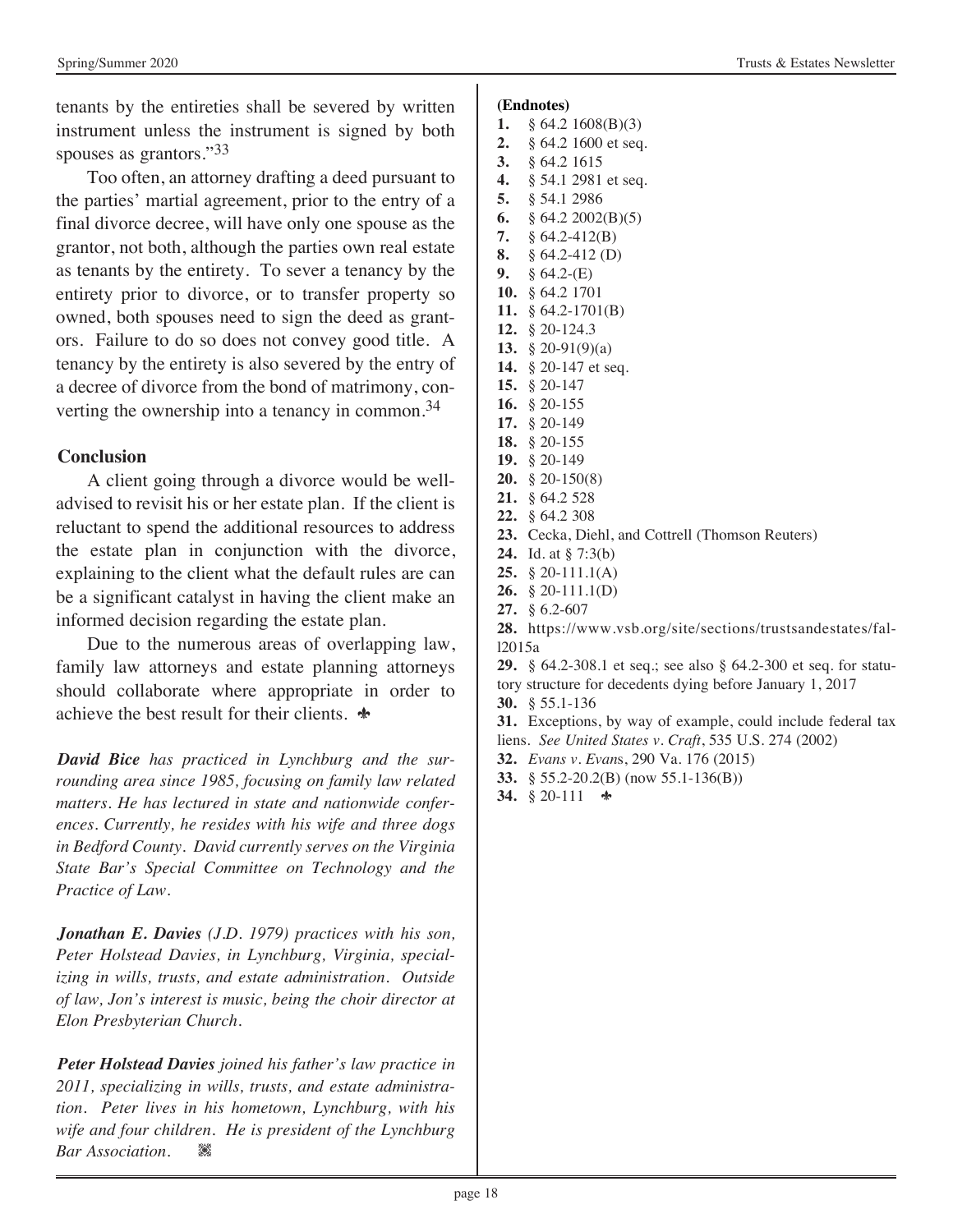tenants by the entireties shall be severed by written instrument unless the instrument is signed by both spouses as grantors."[33]

Too often, an attorney drafting a deed pursuant to the parties' martial agreement, prior to the entry of a final divorce decree, will have only one spouse as the grantor, not both, although the parties own real estate as tenants by the entirety. To sever a tenancy by the entirety prior to divorce, or to transfer property so owned, both spouses need to sign the deed as grantors. Failure to do so does not convey good title. A tenancy by the entirety is also severed by the entry of a decree of divorce from the bond of matrimony, converting the ownership into a tenancy in common.[34]

## Conclusion

A client going through a divorce would be well-advised to revisit his or her estate plan. If the client is reluctant to spend the additional resources to address the estate plan in conjunction with the divorce, explaining to the client what the default rules are can be a significant catalyst in having the client make an informed decision regarding the estate plan.

Due to the numerous areas of overlapping law, family law attorneys and estate planning attorneys should collaborate where appropriate in order to achieve the best result for their clients. ♣

***David Bice** has practiced in Lynchburg and the surrounding area since 1985, focusing on family law related matters. He has lectured in state and nationwide conferences. Currently, he resides with his wife and three dogs in Bedford County. David currently serves on the Virginia State Bar's Special Committee on Technology and the Practice of Law.*

***Jonathan E. Davies** (J.D. 1979) practices with his son, Peter Holstead Davies, in Lynchburg, Virginia, specializing in wills, trusts, and estate administration. Outside of law, Jon's interest is music, being the choir director at Elon Presbyterian Church.*

***Peter Holstead Davies** joined his father's law practice in 2011, specializing in wills, trusts, and estate administration. Peter lives in his hometown, Lynchburg, with his wife and four children. He is president of the Lynchburg Bar Association.*

**(Endnotes)**

1. § 64.2 1608(B)(3)
2. § 64.2 1600 et seq.
3. § 64.2 1615
4. § 54.1 2981 et seq.
5. § 54.1 2986
6. § 64.2 2002(B)(5)
7. § 64.2-412(B)
8. § 64.2-412 (D)
9. § 64.2-(E)
10. § 64.2 1701
11. § 64.2-1701(B)
12. § 20-124.3
13. § 20-91(9)(a)
14. § 20-147 et seq.
15. § 20-147
16. § 20-155
17. § 20-149
18. § 20-155
19. § 20-149
20. § 20-150(8)
21. § 64.2 528
22. § 64.2 308
23. Cecka, Diehl, and Cottrell (Thomson Reuters)
24. Id. at § 7:3(b)
25. § 20-111.1(A)
26. § 20-111.1(D)
27. § 6.2-607
28. https://www.vsb.org/site/sections/trustsandestates/fall2015a
29. § 64.2-308.1 et seq.; see also § 64.2-300 et seq. for statutory structure for decedents dying before January 1, 2017
30. § 55.1-136
31. Exceptions, by way of example, could include federal tax liens. *See United States v. Craft*, 535 U.S. 274 (2002)
32. *Evans v. Evans*, 290 Va. 176 (2015)
33. § 55.2-20.2(B) (now 55.1-136(B))
34. § 20-111 ♣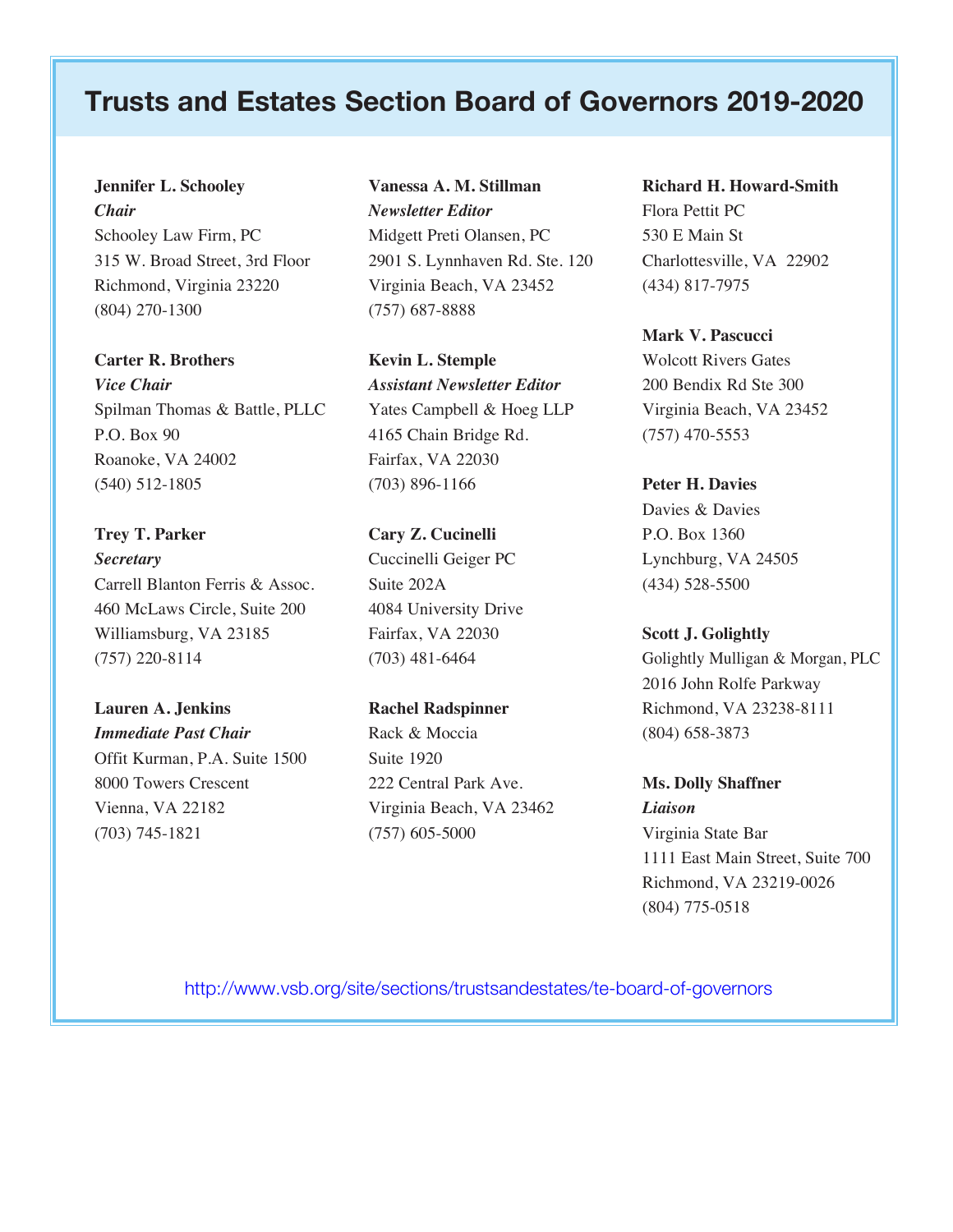# Trusts and Estates Section Board of Governors 2019-2020

**Jennifer L. Schooley**
***Chair***
Schooley Law Firm, PC
315 W. Broad Street, 3rd Floor
Richmond, Virginia 23220
(804) 270-1300

**Carter R. Brothers**
***Vice Chair***
Spilman Thomas & Battle, PLLC
P.O. Box 90
Roanoke, VA 24002
(540) 512-1805

**Trey T. Parker**
***Secretary***
Carrell Blanton Ferris & Assoc.
460 McLaws Circle, Suite 200
Williamsburg, VA 23185
(757) 220-8114

**Lauren A. Jenkins**
***Immediate Past Chair***
Offit Kurman, P.A. Suite 1500
8000 Towers Crescent
Vienna, VA 22182
(703) 745-1821

**Vanessa A. M. Stillman**
***Newsletter Editor***
Midgett Preti Olansen, PC
2901 S. Lynnhaven Rd. Ste. 120
Virginia Beach, VA 23452
(757) 687-8888

**Kevin L. Stemple**
***Assistant Newsletter Editor***
Yates Campbell & Hoeg LLP
4165 Chain Bridge Rd.
Fairfax, VA 22030
(703) 896-1166

**Cary Z. Cucinelli**
Cuccinelli Geiger PC
Suite 202A
4084 University Drive
Fairfax, VA 22030
(703) 481-6464

**Rachel Radspinner**
Rack & Moccia
Suite 1920
222 Central Park Ave.
Virginia Beach, VA 23462
(757) 605-5000

**Richard H. Howard-Smith**
Flora Pettit PC
530 E Main St
Charlottesville, VA 22902
(434) 817-7975

**Mark V. Pascucci**
Wolcott Rivers Gates
200 Bendix Rd Ste 300
Virginia Beach, VA 23452
(757) 470-5553

**Peter H. Davies**
Davies & Davies
P.O. Box 1360
Lynchburg, VA 24505
(434) 528-5500

**Scott J. Golightly**
Golightly Mulligan & Morgan, PLC
2016 John Rolfe Parkway
Richmond, VA 23238-8111
(804) 658-3873

**Ms. Dolly Shaffner**
***Liaison***
Virginia State Bar
1111 East Main Street, Suite 700
Richmond, VA 23219-0026
(804) 775-0518

http://www.vsb.org/site/sections/trustsandestates/te-board-of-governors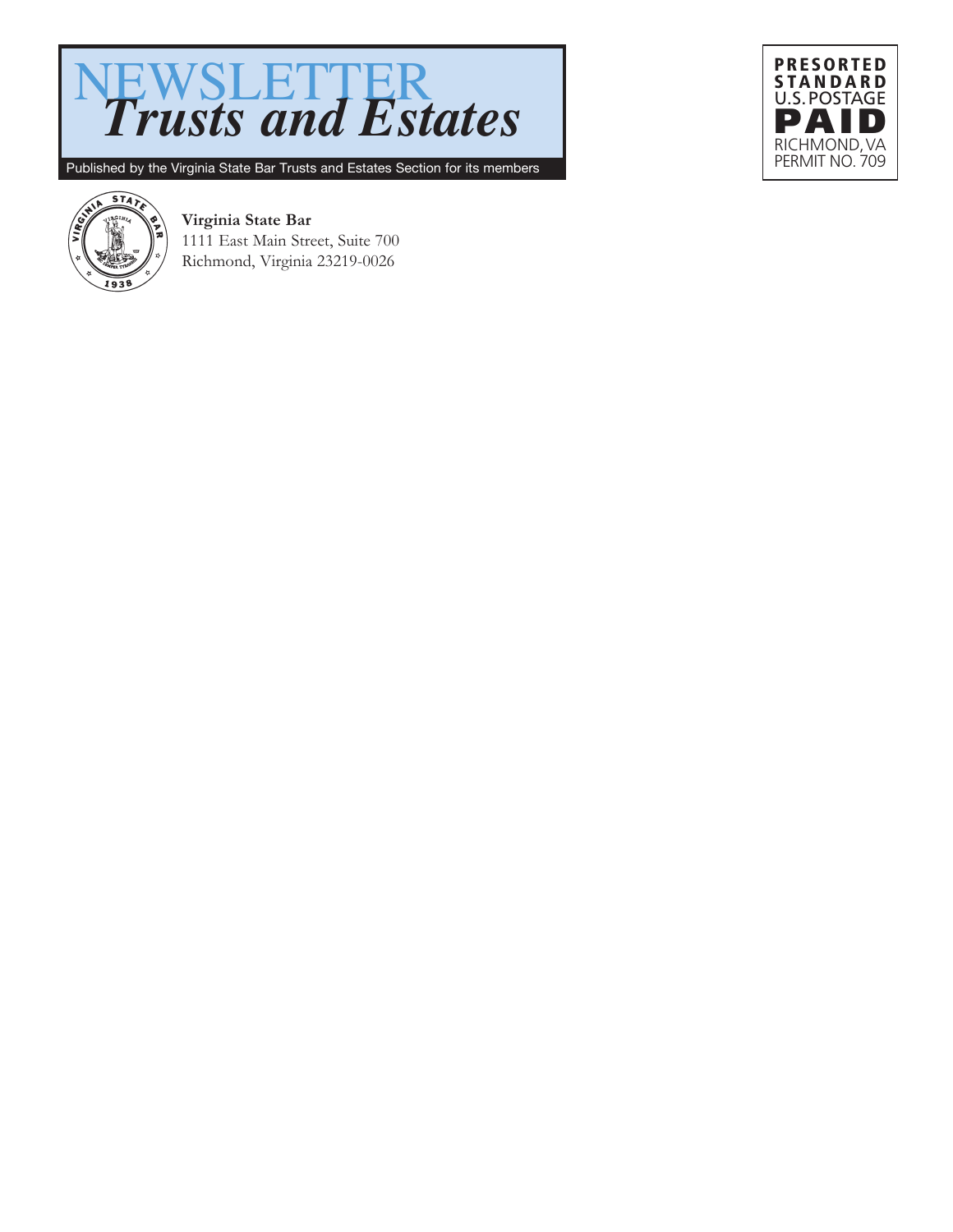# NEWSLETTER
# *Trusts and Estates*

Published by the Virginia State Bar Trusts and Estates Section for its members

PRESORTED
STANDARD
U.S. POSTAGE
**PAID**
RICHMOND, VA
PERMIT NO. 709

**Virginia State Bar**
1111 East Main Street, Suite 700
Richmond, Virginia 23219-0026